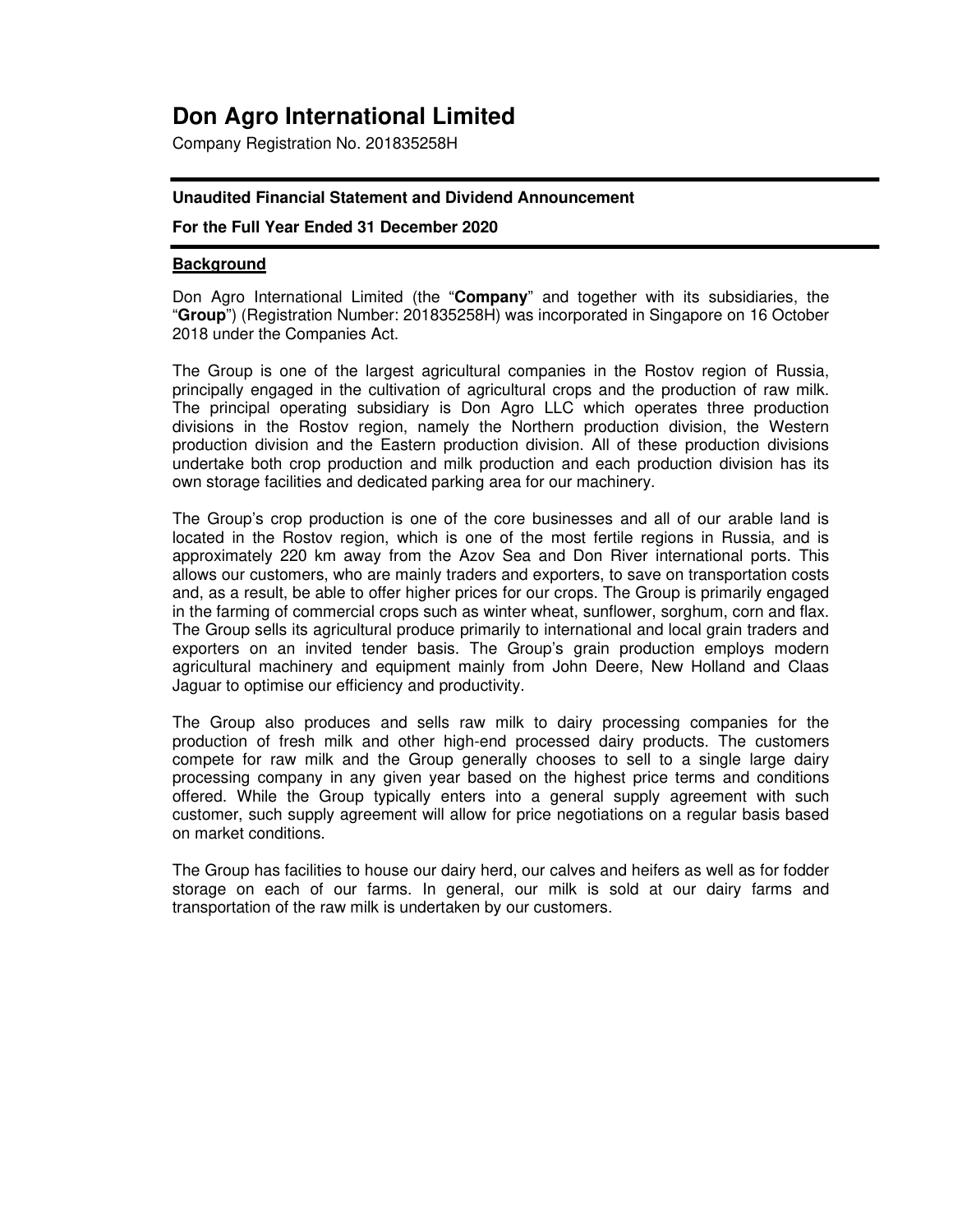# Don Agro International Limited

Company Registration No. 201835258H

**Unaudited Financial Statement and Dividend Announcement**

**For the Full Year Ended 31 December 2020**

## Background

Don Agro International Limited (the "**Company**" and together with its subsidiaries, the "**Group**") (Registration Number: 201835258H) was incorporated in Singapore on 16 October 2018 under the Companies Act.

The Group is one of the largest agricultural companies in the Rostov region of Russia, principally engaged in the cultivation of agricultural crops and the production of raw milk. The principal operating subsidiary is Don Agro LLC which operates three production divisions in the Rostov region, namely the Northern production division, the Western production division and the Eastern production division. All of these production divisions undertake both crop production and milk production and each production division has its own storage facilities and dedicated parking area for our machinery.

The Group's crop production is one of the core businesses and all of our arable land is located in the Rostov region, which is one of the most fertile regions in Russia, and is approximately 220 km away from the Azov Sea and Don River international ports. This allows our customers, who are mainly traders and exporters, to save on transportation costs and, as a result, be able to offer higher prices for our crops. The Group is primarily engaged in the farming of commercial crops such as winter wheat, sunflower, sorghum, corn and flax. The Group sells its agricultural produce primarily to international and local grain traders and exporters on an invited tender basis. The Group's grain production employs modern agricultural machinery and equipment mainly from John Deere, New Holland and Claas Jaguar to optimise our efficiency and productivity.

The Group also produces and sells raw milk to dairy processing companies for the production of fresh milk and other high-end processed dairy products. The customers compete for raw milk and the Group generally chooses to sell to a single large dairy processing company in any given year based on the highest price terms and conditions offered. While the Group typically enters into a general supply agreement with such customer, such supply agreement will allow for price negotiations on a regular basis based on market conditions.

The Group has facilities to house our dairy herd, our calves and heifers as well as for fodder storage on each of our farms. In general, our milk is sold at our dairy farms and transportation of the raw milk is undertaken by our customers.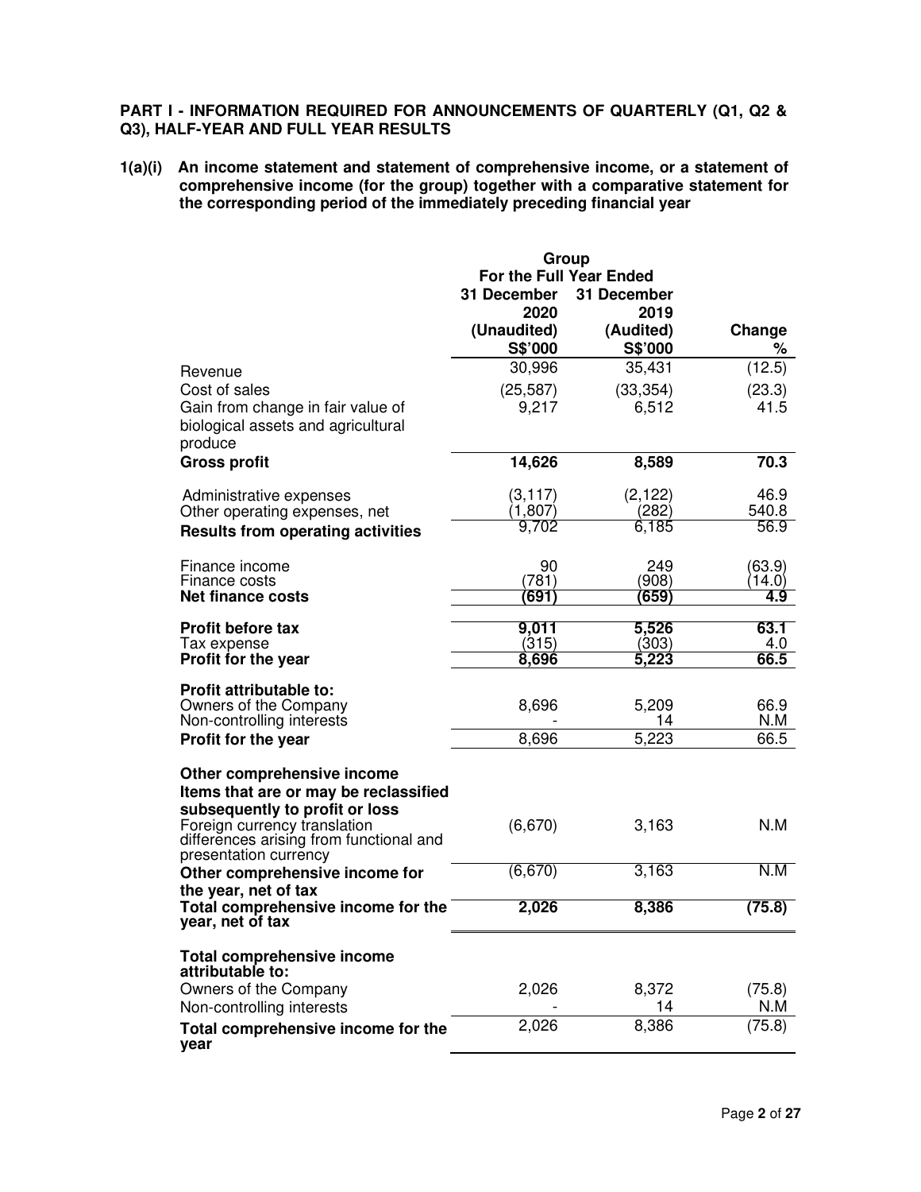**PART I - INFORMATION REQUIRED FOR ANNOUNCEMENTS OF QUARTERLY (Q1, Q2 & Q3), HALF-YEAR AND FULL YEAR RESULTS**

**1(a)(i) An income statement and statement of comprehensive income, or a statement of comprehensive income (for the group) together with a comparative statement for the corresponding period of the immediately preceding financial year**

| | Group | | |
|---|---|---|---|
| | For the Full Year Ended | | |
| | 31 December 2020 (Unaudited) S$'000 | 31 December 2019 (Audited) S$'000 | Change % |
| Revenue | 30,996 | 35,431 | (12.5) |
| Cost of sales | (25,587) | (33,354) | (23.3) |
| Gain from change in fair value of biological assets and agricultural produce | 9,217 | 6,512 | 41.5 |
| **Gross profit** | **14,626** | **8,589** | **70.3** |
| Administrative expenses | (3,117) | (2,122) | 46.9 |
| Other operating expenses, net | (1,807) | (282) | 540.8 |
| **Results from operating activities** | 9,702 | 6,185 | 56.9 |
| Finance income | 90 | 249 | (63.9) |
| Finance costs | (781) | (908) | (14.0) |
| **Net finance costs** | **(691)** | **(659)** | **4.9** |
| **Profit before tax** | **9,011** | **5,526** | **63.1** |
| Tax expense | (315) | (303) | 4.0 |
| **Profit for the year** | **8,696** | **5,223** | **66.5** |
| **Profit attributable to:** | | | |
| Owners of the Company | 8,696 | 5,209 | 66.9 |
| Non-controlling interests | - | 14 | N.M |
| **Profit for the year** | 8,696 | 5,223 | 66.5 |
| **Other comprehensive income** | | | |
| **Items that are or may be reclassified subsequently to profit or loss** | | | |
| Foreign currency translation differences arising from functional and presentation currency | (6,670) | 3,163 | N.M |
| **Other comprehensive income for the year, net of tax** | (6,670) | 3,163 | N.M |
| **Total comprehensive income for the year, net of tax** | **2,026** | **8,386** | **(75.8)** |
| **Total comprehensive income attributable to:** | | | |
| Owners of the Company | 2,026 | 8,372 | (75.8) |
| Non-controlling interests | - | 14 | N.M |
| **Total comprehensive income for the year** | 2,026 | 8,386 | (75.8) |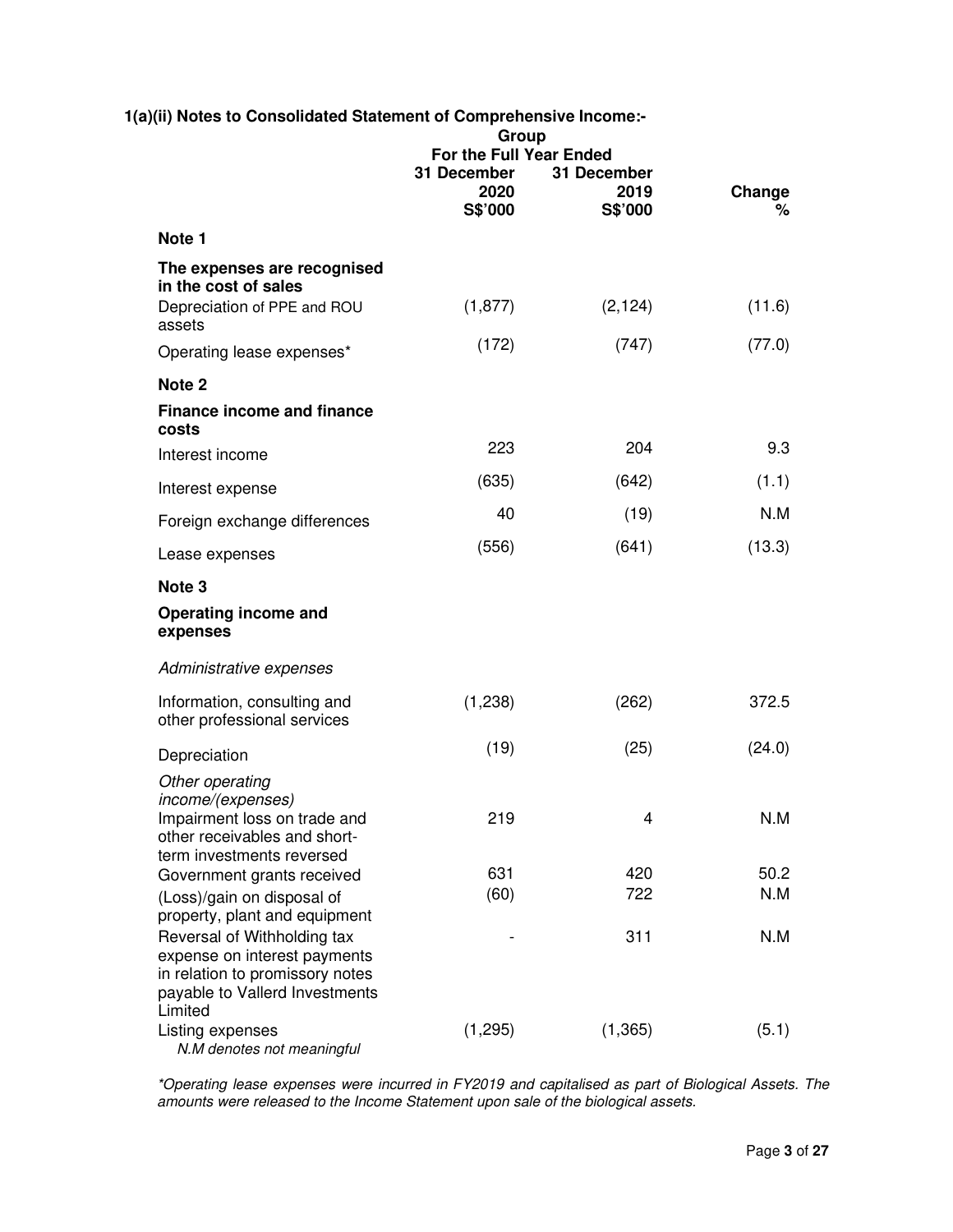### 1(a)(ii) Notes to Consolidated Statement of Comprehensive Income:-

| | Group | | |
|---|---|---|---|
| | For the Full Year Ended | | |
| | 31 December 2020 S$'000 | 31 December 2019 S$'000 | Change % |
| **Note 1** | | | |
| **The expenses are recognised in the cost of sales** | | | |
| Depreciation of PPE and ROU assets | (1,877) | (2,124) | (11.6) |
| Operating lease expenses* | (172) | (747) | (77.0) |
| **Note 2** | | | |
| **Finance income and finance costs** | | | |
| Interest income | 223 | 204 | 9.3 |
| Interest expense | (635) | (642) | (1.1) |
| Foreign exchange differences | 40 | (19) | N.M |
| Lease expenses | (556) | (641) | (13.3) |
| **Note 3** | | | |
| **Operating income and expenses** | | | |
| *Administrative expenses* | | | |
| Information, consulting and other professional services | (1,238) | (262) | 372.5 |
| Depreciation | (19) | (25) | (24.0) |
| *Other operating income/(expenses)* | | | |
| Impairment loss on trade and other receivables and short-term investments reversed | 219 | 4 | N.M |
| Government grants received | 631 | 420 | 50.2 |
| (Loss)/gain on disposal of property, plant and equipment | (60) | 722 | N.M |
| Reversal of Withholding tax expense on interest payments in relation to promissory notes payable to Vallerd Investments Limited | - | 311 | N.M |
| Listing expenses | (1,295) | (1,365) | (5.1) |

*N.M denotes not meaningful*

*\*Operating lease expenses were incurred in FY2019 and capitalised as part of Biological Assets. The amounts were released to the Income Statement upon sale of the biological assets.*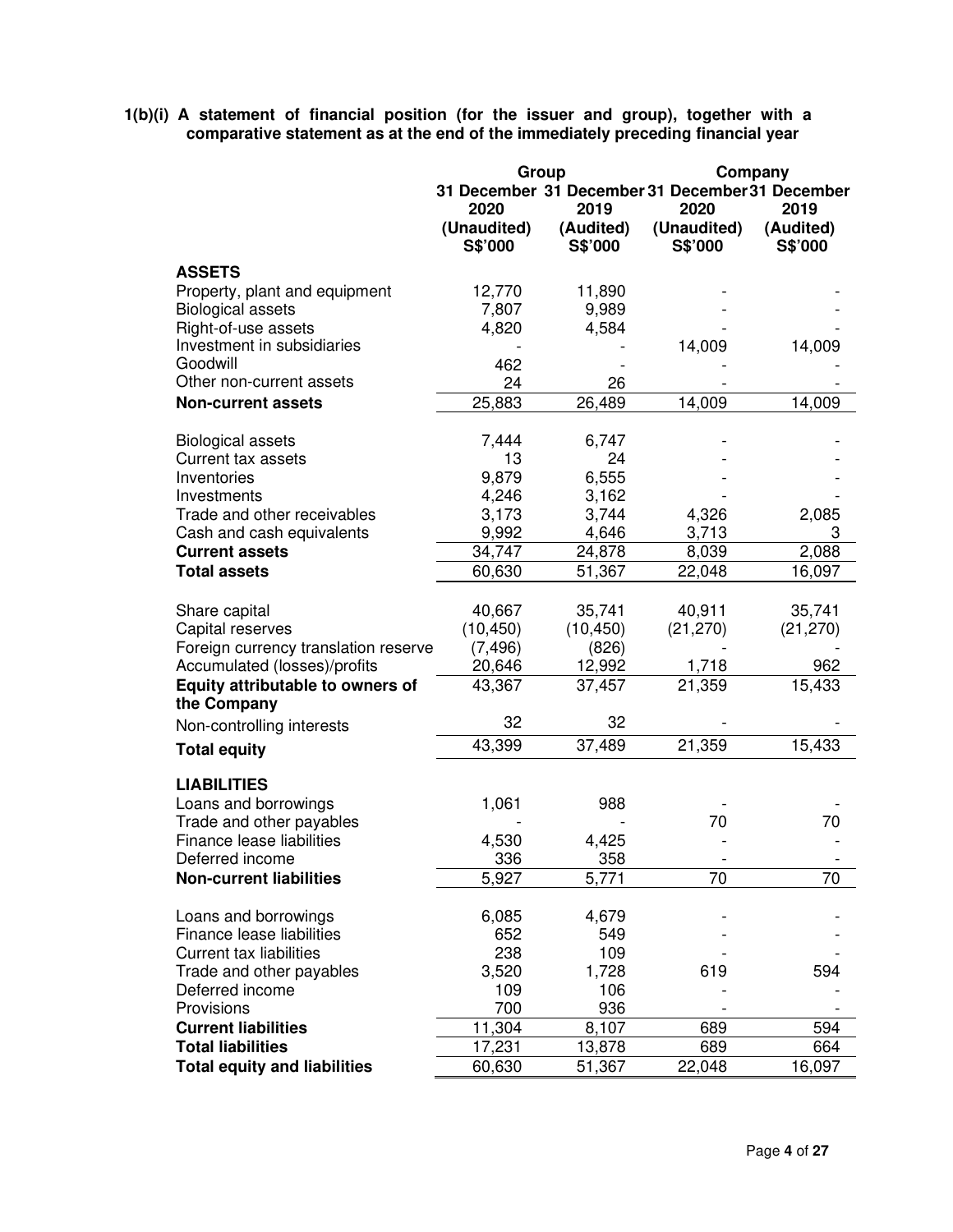**1(b)(i) A statement of financial position (for the issuer and group), together with a comparative statement as at the end of the immediately preceding financial year**

| | Group | | Company | |
|---|---|---|---|---|
| | 31 December 2020 (Unaudited) S$'000 | 31 December 2019 (Audited) S$'000 | 31 December 2020 (Unaudited) S$'000 | 31 December 2019 (Audited) S$'000 |
| **ASSETS** | | | | |
| Property, plant and equipment | 12,770 | 11,890 | - | - |
| Biological assets | 7,807 | 9,989 | - | - |
| Right-of-use assets | 4,820 | 4,584 | - | - |
| Investment in subsidiaries | - | - | 14,009 | 14,009 |
| Goodwill | 462 | - | - | - |
| Other non-current assets | 24 | 26 | - | - |
| **Non-current assets** | 25,883 | 26,489 | 14,009 | 14,009 |
| | | | | |
| Biological assets | 7,444 | 6,747 | - | - |
| Current tax assets | 13 | 24 | - | - |
| Inventories | 9,879 | 6,555 | - | - |
| Investments | 4,246 | 3,162 | - | - |
| Trade and other receivables | 3,173 | 3,744 | 4,326 | 2,085 |
| Cash and cash equivalents | 9,992 | 4,646 | 3,713 | 3 |
| **Current assets** | 34,747 | 24,878 | 8,039 | 2,088 |
| **Total assets** | 60,630 | 51,367 | 22,048 | 16,097 |
| | | | | |
| Share capital | 40,667 | 35,741 | 40,911 | 35,741 |
| Capital reserves | (10,450) | (10,450) | (21,270) | (21,270) |
| Foreign currency translation reserve | (7,496) | (826) | - | - |
| Accumulated (losses)/profits | 20,646 | 12,992 | 1,718 | 962 |
| **Equity attributable to owners of the Company** | 43,367 | 37,457 | 21,359 | 15,433 |
| Non-controlling interests | 32 | 32 | - | - |
| **Total equity** | 43,399 | 37,489 | 21,359 | 15,433 |
| | | | | |
| **LIABILITIES** | | | | |
| Loans and borrowings | 1,061 | 988 | - | - |
| Trade and other payables | - | - | 70 | 70 |
| Finance lease liabilities | 4,530 | 4,425 | - | - |
| Deferred income | 336 | 358 | - | - |
| **Non-current liabilities** | 5,927 | 5,771 | 70 | 70 |
| | | | | |
| Loans and borrowings | 6,085 | 4,679 | - | - |
| Finance lease liabilities | 652 | 549 | - | - |
| Current tax liabilities | 238 | 109 | - | - |
| Trade and other payables | 3,520 | 1,728 | 619 | 594 |
| Deferred income | 109 | 106 | - | - |
| Provisions | 700 | 936 | - | - |
| **Current liabilities** | 11,304 | 8,107 | 689 | 594 |
| **Total liabilities** | 17,231 | 13,878 | 689 | 664 |
| **Total equity and liabilities** | 60,630 | 51,367 | 22,048 | 16,097 |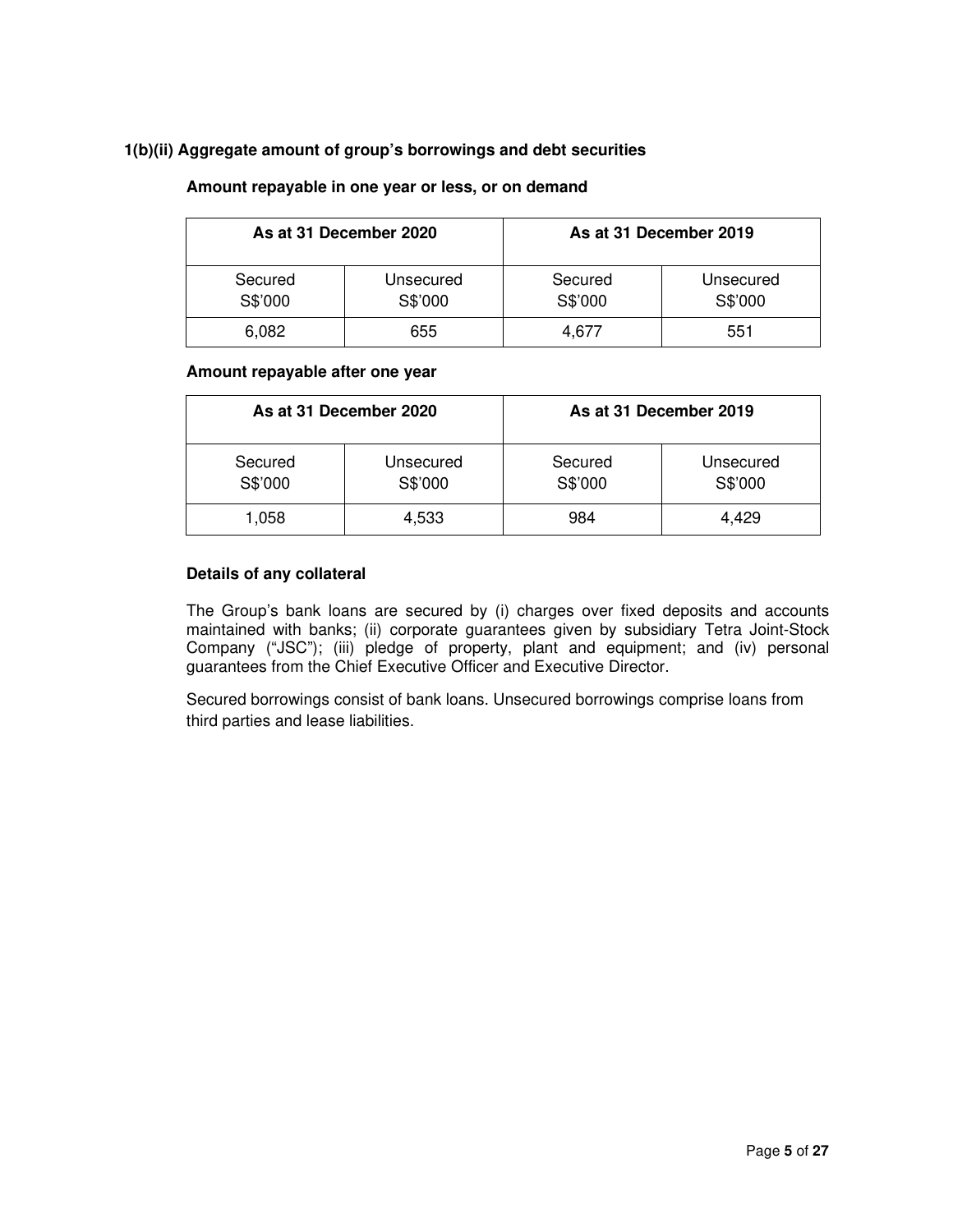### 1(b)(ii) Aggregate amount of group's borrowings and debt securities

**Amount repayable in one year or less, or on demand**

| As at 31 December 2020 | | As at 31 December 2019 | |
|---|---|---|---|
| Secured S$'000 | Unsecured S$'000 | Secured S$'000 | Unsecured S$'000 |
| 6,082 | 655 | 4,677 | 551 |

**Amount repayable after one year**

| As at 31 December 2020 | | As at 31 December 2019 | |
|---|---|---|---|
| Secured S$'000 | Unsecured S$'000 | Secured S$'000 | Unsecured S$'000 |
| 1,058 | 4,533 | 984 | 4,429 |

**Details of any collateral**

The Group's bank loans are secured by (i) charges over fixed deposits and accounts maintained with banks; (ii) corporate guarantees given by subsidiary Tetra Joint-Stock Company ("JSC"); (iii) pledge of property, plant and equipment; and (iv) personal guarantees from the Chief Executive Officer and Executive Director.

Secured borrowings consist of bank loans. Unsecured borrowings comprise loans from third parties and lease liabilities.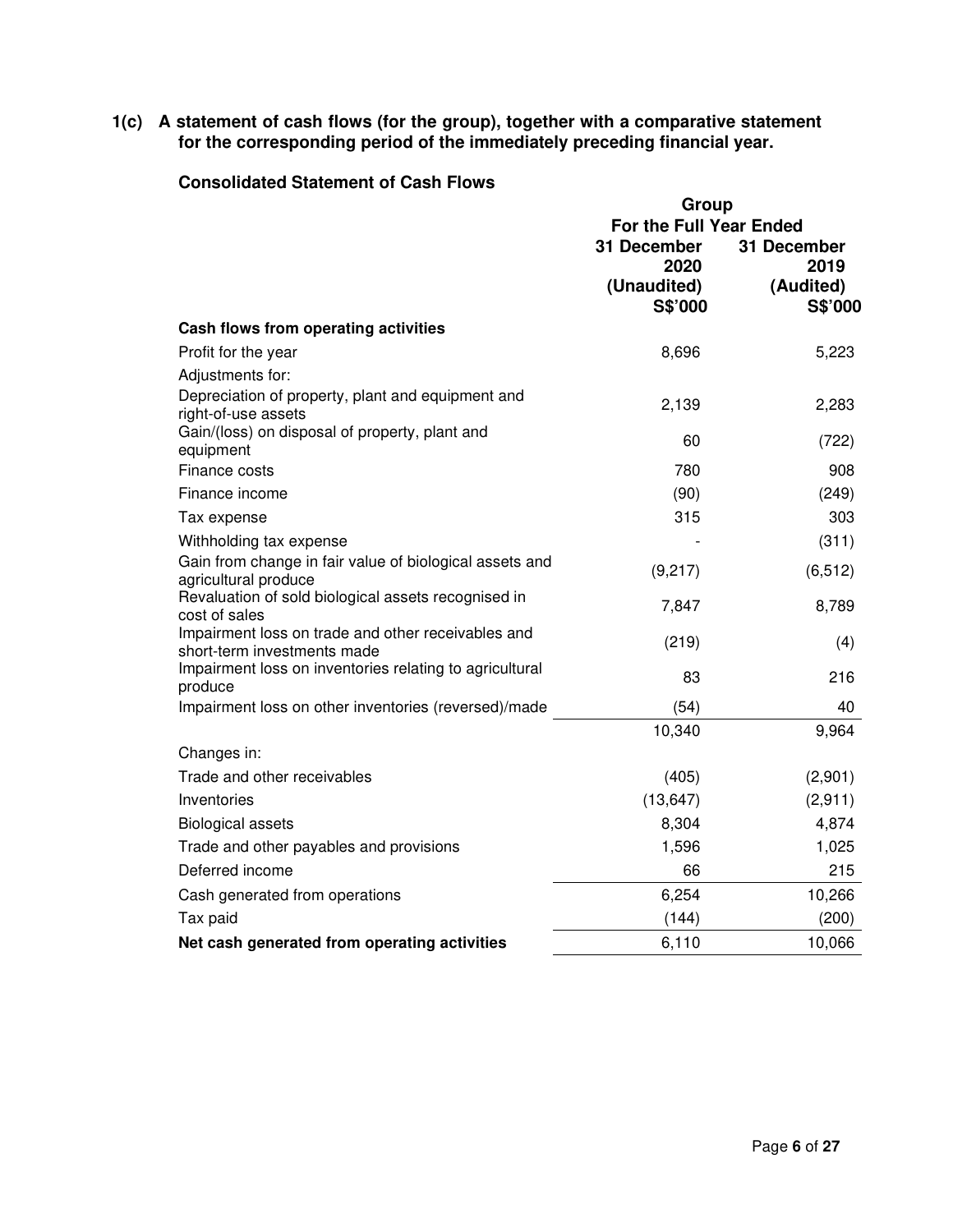## 1(c) A statement of cash flows (for the group), together with a comparative statement for the corresponding period of the immediately preceding financial year.

### Consolidated Statement of Cash Flows

| | Group | |
|---|---|---|
| | For the Full Year Ended | |
| | 31 December 2020 (Unaudited) S$'000 | 31 December 2019 (Audited) S$'000 |
| **Cash flows from operating activities** | | |
| Profit for the year | 8,696 | 5,223 |
| Adjustments for: | | |
| Depreciation of property, plant and equipment and right-of-use assets | 2,139 | 2,283 |
| Gain/(loss) on disposal of property, plant and equipment | 60 | (722) |
| Finance costs | 780 | 908 |
| Finance income | (90) | (249) |
| Tax expense | 315 | 303 |
| Withholding tax expense | - | (311) |
| Gain from change in fair value of biological assets and agricultural produce | (9,217) | (6,512) |
| Revaluation of sold biological assets recognised in cost of sales | 7,847 | 8,789 |
| Impairment loss on trade and other receivables and short-term investments made | (219) | (4) |
| Impairment loss on inventories relating to agricultural produce | 83 | 216 |
| Impairment loss on other inventories (reversed)/made | (54) | 40 |
| | 10,340 | 9,964 |
| Changes in: | | |
| Trade and other receivables | (405) | (2,901) |
| Inventories | (13,647) | (2,911) |
| Biological assets | 8,304 | 4,874 |
| Trade and other payables and provisions | 1,596 | 1,025 |
| Deferred income | 66 | 215 |
| Cash generated from operations | 6,254 | 10,266 |
| Tax paid | (144) | (200) |
| **Net cash generated from operating activities** | 6,110 | 10,066 |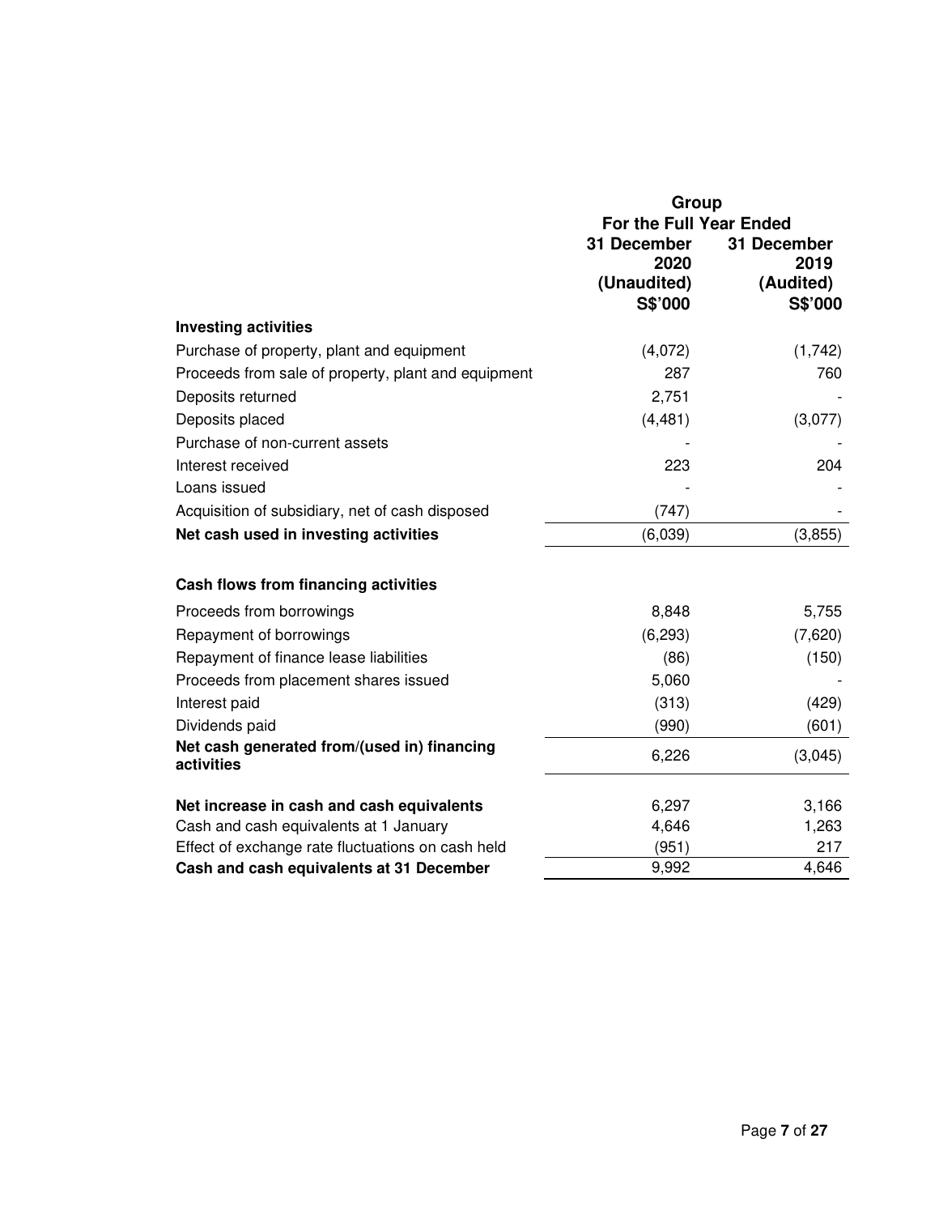| | Group | |
|---|---|---|
| | For the Full Year Ended | |
| | 31 December 2020 (Unaudited) S$'000 | 31 December 2019 (Audited) S$'000 |
| **Investing activities** | | |
| Purchase of property, plant and equipment | (4,072) | (1,742) |
| Proceeds from sale of property, plant and equipment | 287 | 760 |
| Deposits returned | 2,751 | - |
| Deposits placed | (4,481) | (3,077) |
| Purchase of non-current assets | - | - |
| Interest received | 223 | 204 |
| Loans issued | - | - |
| Acquisition of subsidiary, net of cash disposed | (747) | - |
| **Net cash used in investing activities** | (6,039) | (3,855) |
| | | |
| **Cash flows from financing activities** | | |
| Proceeds from borrowings | 8,848 | 5,755 |
| Repayment of borrowings | (6,293) | (7,620) |
| Repayment of finance lease liabilities | (86) | (150) |
| Proceeds from placement shares issued | 5,060 | - |
| Interest paid | (313) | (429) |
| Dividends paid | (990) | (601) |
| **Net cash generated from/(used in) financing activities** | 6,226 | (3,045) |
| | | |
| **Net increase in cash and cash equivalents** | 6,297 | 3,166 |
| Cash and cash equivalents at 1 January | 4,646 | 1,263 |
| Effect of exchange rate fluctuations on cash held | (951) | 217 |
| **Cash and cash equivalents at 31 December** | 9,992 | 4,646 |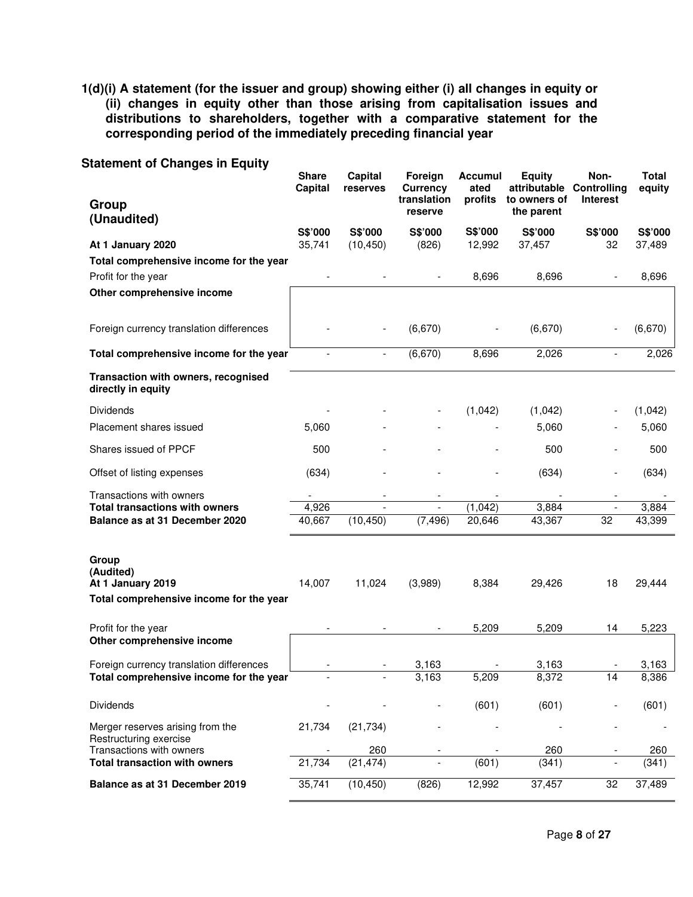**1(d)(i) A statement (for the issuer and group) showing either (i) all changes in equity or (ii) changes in equity other than those arising from capitalisation issues and distributions to shareholders, together with a comparative statement for the corresponding period of the immediately preceding financial year**

**Statement of Changes in Equity**

| **Group (Unaudited)** | **Share Capital** | **Capital reserves** | **Foreign Currency translation reserve** | **Accumulated profits** | **Equity attributable to owners of the parent** | **Non-Controlling Interest** | **Total equity** |
|---|---|---|---|---|---|---|---|
| | **S$'000** | **S$'000** | **S$'000** | **S$'000** | **S$'000** | **S$'000** | **S$'000** |
| **At 1 January 2020** | 35,741 | (10,450) | (826) | 12,992 | 37,457 | 32 | 37,489 |
| **Total comprehensive income for the year** | | | | | | | |
| Profit for the year | - | - | - | 8,696 | 8,696 | - | 8,696 |
| **Other comprehensive income** | | | | | | | |
| Foreign currency translation differences | - | - | (6,670) | - | (6,670) | - | (6,670) |
| **Total comprehensive income for the year** | - | - | (6,670) | 8,696 | 2,026 | - | 2,026 |
| **Transaction with owners, recognised directly in equity** | | | | | | | |
| Dividends | - | - | - | (1,042) | (1,042) | - | (1,042) |
| Placement shares issued | 5,060 | - | - | - | 5,060 | - | 5,060 |
| Shares issued of PPCF | 500 | - | - | - | 500 | - | 500 |
| Offset of listing expenses | (634) | - | - | - | (634) | - | (634) |
| Transactions with owners | - | - | - | - | - | - | - |
| **Total transactions with owners** | 4,926 | - | - | (1,042) | 3,884 | - | 3,884 |
| **Balance as at 31 December 2020** | 40,667 | (10,450) | (7,496) | 20,646 | 43,367 | 32 | 43,399 |
| | | | | | | | |
| **Group (Audited)** | | | | | | | |
| **At 1 January 2019** | 14,007 | 11,024 | (3,989) | 8,384 | 29,426 | 18 | 29,444 |
| **Total comprehensive income for the year** | | | | | | | |
| Profit for the year | - | - | - | 5,209 | 5,209 | 14 | 5,223 |
| **Other comprehensive income** | | | | | | | |
| Foreign currency translation differences | - | - | 3,163 | - | 3,163 | - | 3,163 |
| **Total comprehensive income for the year** | - | - | 3,163 | 5,209 | 8,372 | 14 | 8,386 |
| Dividends | - | - | - | (601) | (601) | - | (601) |
| Merger reserves arising from the Restructuring exercise | 21,734 | (21,734) | - | - | - | - | - |
| Transactions with owners | - | 260 | - | - | 260 | - | 260 |
| **Total transaction with owners** | 21,734 | (21,474) | - | (601) | (341) | - | (341) |
| **Balance as at 31 December 2019** | 35,741 | (10,450) | (826) | 12,992 | 37,457 | 32 | 37,489 |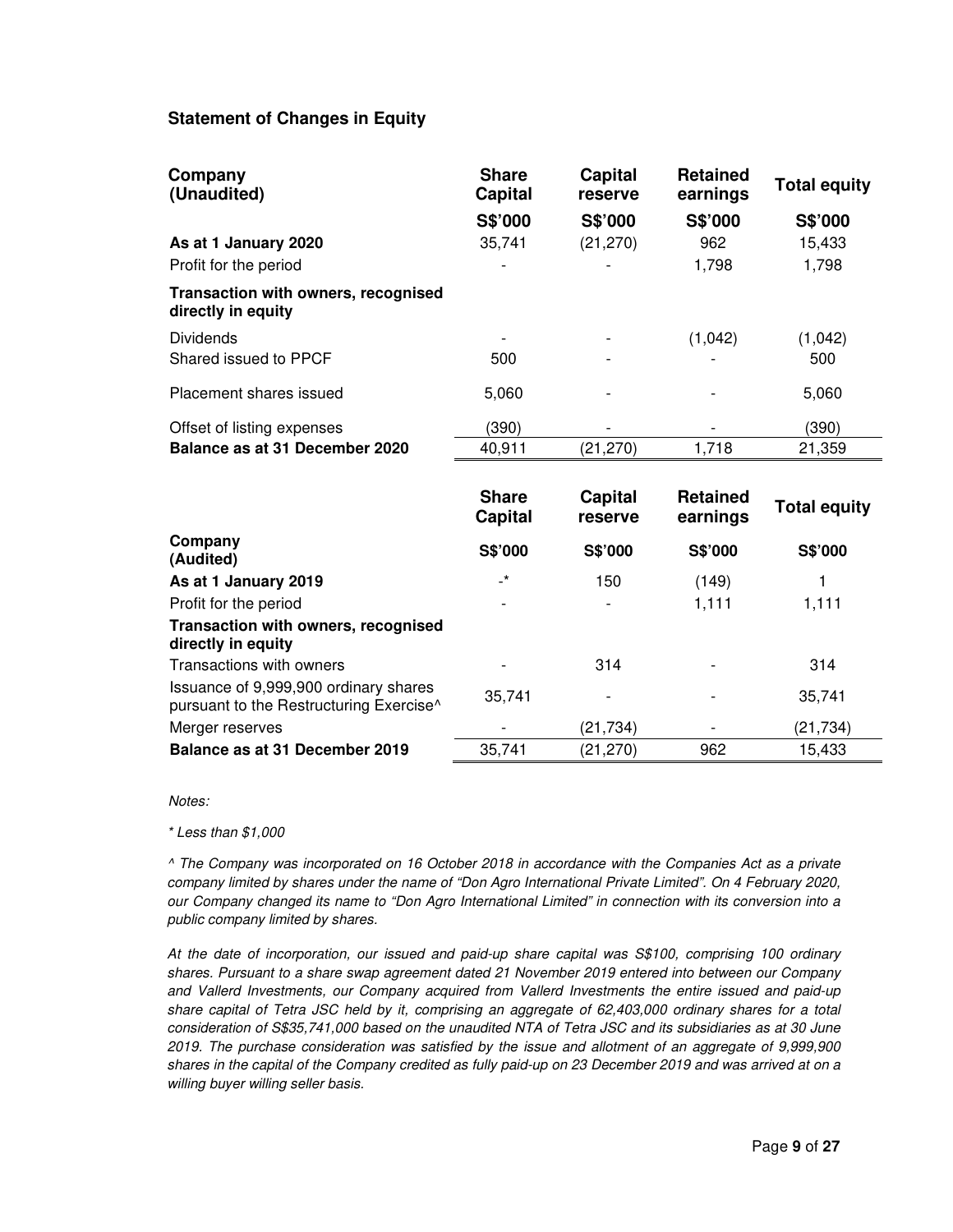### Statement of Changes in Equity

| Company (Unaudited) | Share Capital | Capital reserve | Retained earnings | Total equity |
|---|---|---|---|---|
| | S$'000 | S$'000 | S$'000 | S$'000 |
| **As at 1 January 2020** | 35,741 | (21,270) | 962 | 15,433 |
| Profit for the period | - | - | 1,798 | 1,798 |
| **Transaction with owners, recognised directly in equity** | | | | |
| Dividends | - | - | (1,042) | (1,042) |
| Shared issued to PPCF | 500 | - | - | 500 |
| Placement shares issued | 5,060 | - | - | 5,060 |
| Offset of listing expenses | (390) | - | - | (390) |
| **Balance as at 31 December 2020** | 40,911 | (21,270) | 1,718 | 21,359 |

| | Share Capital | Capital reserve | Retained earnings | Total equity |
|---|---|---|---|---|
| **Company (Audited)** | **S$'000** | **S$'000** | **S$'000** | **S$'000** |
| **As at 1 January 2019** | -* | 150 | (149) | 1 |
| Profit for the period | - | - | 1,111 | 1,111 |
| **Transaction with owners, recognised directly in equity** | | | | |
| Transactions with owners | - | 314 | - | 314 |
| Issuance of 9,999,900 ordinary shares pursuant to the Restructuring Exercise^ | 35,741 | - | - | 35,741 |
| Merger reserves | - | (21,734) | - | (21,734) |
| **Balance as at 31 December 2019** | 35,741 | (21,270) | 962 | 15,433 |

*Notes:*

*\* Less than $1,000*

*^ The Company was incorporated on 16 October 2018 in accordance with the Companies Act as a private company limited by shares under the name of "Don Agro International Private Limited". On 4 February 2020, our Company changed its name to "Don Agro International Limited" in connection with its conversion into a public company limited by shares.*

*At the date of incorporation, our issued and paid-up share capital was S$100, comprising 100 ordinary shares. Pursuant to a share swap agreement dated 21 November 2019 entered into between our Company and Vallerd Investments, our Company acquired from Vallerd Investments the entire issued and paid-up share capital of Tetra JSC held by it, comprising an aggregate of 62,403,000 ordinary shares for a total consideration of S$35,741,000 based on the unaudited NTA of Tetra JSC and its subsidiaries as at 30 June 2019. The purchase consideration was satisfied by the issue and allotment of an aggregate of 9,999,900 shares in the capital of the Company credited as fully paid-up on 23 December 2019 and was arrived at on a willing buyer willing seller basis.*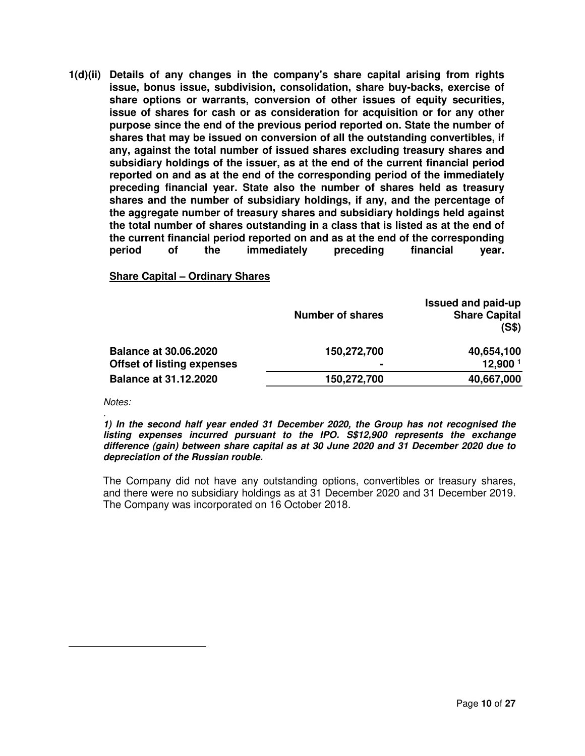**1(d)(ii) Details of any changes in the company's share capital arising from rights issue, bonus issue, subdivision, consolidation, share buy-backs, exercise of share options or warrants, conversion of other issues of equity securities, issue of shares for cash or as consideration for acquisition or for any other purpose since the end of the previous period reported on. State the number of shares that may be issued on conversion of all the outstanding convertibles, if any, against the total number of issued shares excluding treasury shares and subsidiary holdings of the issuer, as at the end of the current financial period reported on and as at the end of the corresponding period of the immediately preceding financial year. State also the number of shares held as treasury shares and the number of subsidiary holdings, if any, and the percentage of the aggregate number of treasury shares and subsidiary holdings held against the total number of shares outstanding in a class that is listed as at the end of the current financial period reported on and as at the end of the corresponding period of the immediately preceding financial year.**

**Share Capital – Ordinary Shares**

| | Number of shares | Issued and paid-up Share Capital (S$) |
|---|---|---|
| **Balance at 30.06.2020** | **150,272,700** | **40,654,100** |
| **Offset of listing expenses** | **-** | **12,900** [1] |
| **Balance at 31.12.2020** | **150,272,700** | **40,667,000** |

*Notes:*

***1) In the second half year ended 31 December 2020, the Group has not recognised the listing expenses incurred pursuant to the IPO. S$12,900 represents the exchange difference (gain) between share capital as at 30 June 2020 and 31 December 2020 due to depreciation of the Russian rouble.***

The Company did not have any outstanding options, convertibles or treasury shares, and there were no subsidiary holdings as at 31 December 2020 and 31 December 2019. The Company was incorporated on 16 October 2018.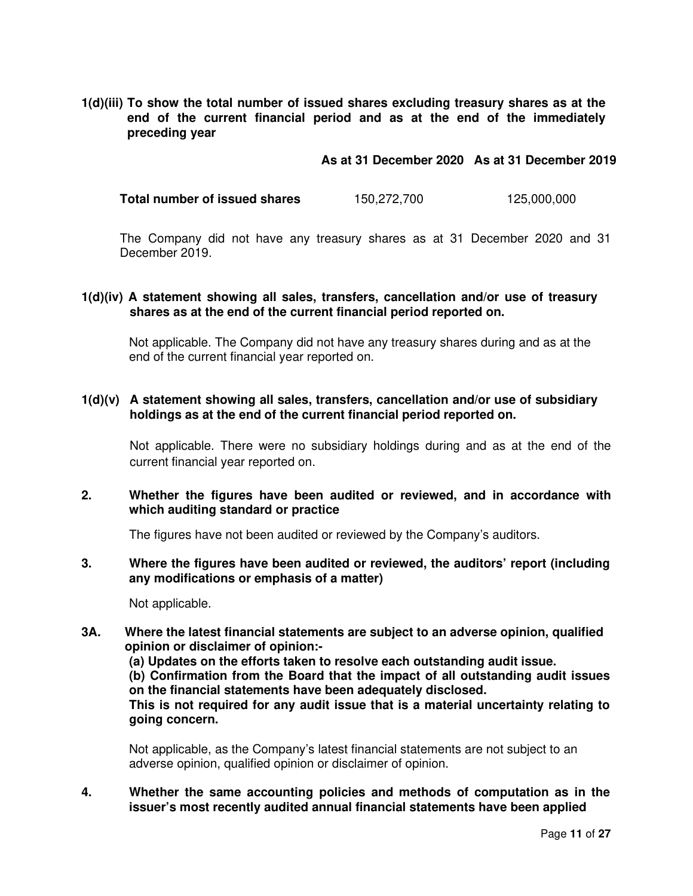**1(d)(iii) To show the total number of issued shares excluding treasury shares as at the end of the current financial period and as at the end of the immediately preceding year**

| | As at 31 December 2020 | As at 31 December 2019 |
|---|---|---|
| **Total number of issued shares** | 150,272,700 | 125,000,000 |

The Company did not have any treasury shares as at 31 December 2020 and 31 December 2019.

**1(d)(iv) A statement showing all sales, transfers, cancellation and/or use of treasury shares as at the end of the current financial period reported on.**

Not applicable. The Company did not have any treasury shares during and as at the end of the current financial year reported on.

**1(d)(v) A statement showing all sales, transfers, cancellation and/or use of subsidiary holdings as at the end of the current financial period reported on.**

Not applicable. There were no subsidiary holdings during and as at the end of the current financial year reported on.

**2. Whether the figures have been audited or reviewed, and in accordance with which auditing standard or practice**

The figures have not been audited or reviewed by the Company's auditors.

**3. Where the figures have been audited or reviewed, the auditors' report (including any modifications or emphasis of a matter)**

Not applicable.

**3A. Where the latest financial statements are subject to an adverse opinion, qualified opinion or disclaimer of opinion:-**
**(a) Updates on the efforts taken to resolve each outstanding audit issue.**
**(b) Confirmation from the Board that the impact of all outstanding audit issues on the financial statements have been adequately disclosed.**
**This is not required for any audit issue that is a material uncertainty relating to going concern.**

Not applicable, as the Company's latest financial statements are not subject to an adverse opinion, qualified opinion or disclaimer of opinion.

**4. Whether the same accounting policies and methods of computation as in the issuer's most recently audited annual financial statements have been applied**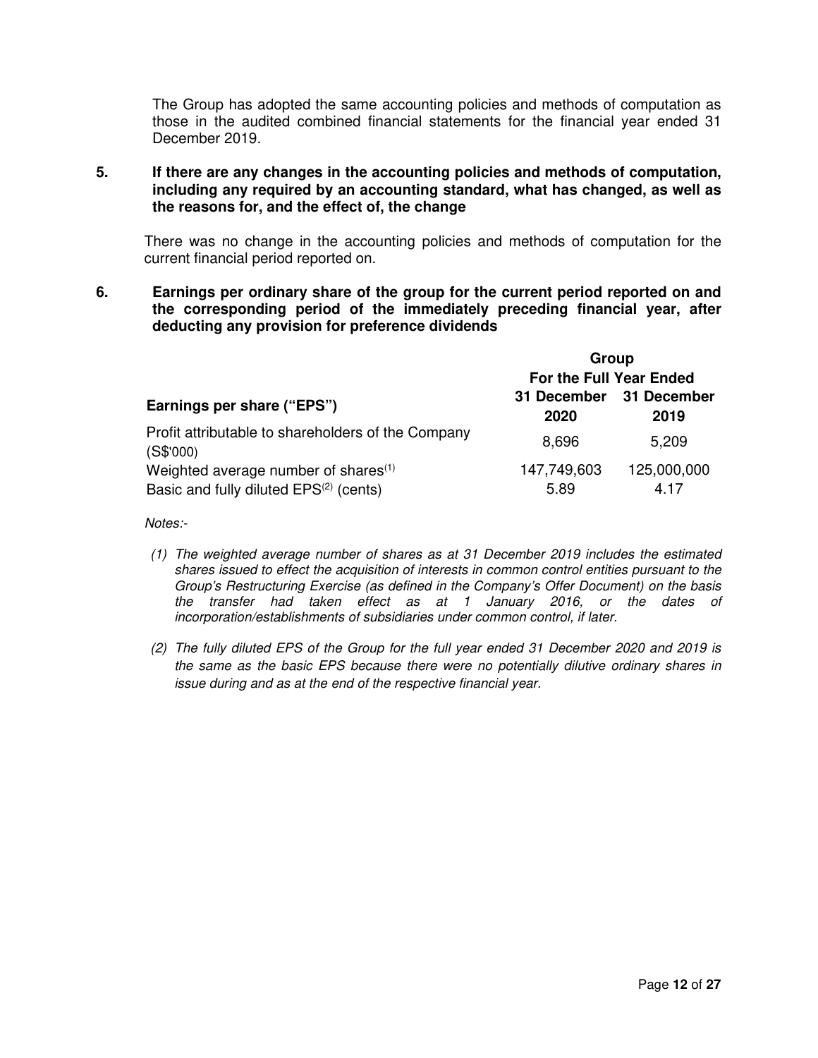The Group has adopted the same accounting policies and methods of computation as those in the audited combined financial statements for the financial year ended 31 December 2019.

**5. If there are any changes in the accounting policies and methods of computation, including any required by an accounting standard, what has changed, as well as the reasons for, and the effect of, the change**

There was no change in the accounting policies and methods of computation for the current financial period reported on.

**6. Earnings per ordinary share of the group for the current period reported on and the corresponding period of the immediately preceding financial year, after deducting any provision for preference dividends**

| | **Group** | |
|---|---|---|
| | **For the Full Year Ended** | |
| **Earnings per share ("EPS")** | **31 December 2020** | **31 December 2019** |
| Profit attributable to shareholders of the Company (S$'000) | 8,696 | 5,209 |
| Weighted average number of shares[(1)] | 147,749,603 | 125,000,000 |
| Basic and fully diluted EPS[(2)] (cents) | 5.89 | 4.17 |

*Notes:-*

*(1) The weighted average number of shares as at 31 December 2019 includes the estimated shares issued to effect the acquisition of interests in common control entities pursuant to the Group's Restructuring Exercise (as defined in the Company's Offer Document) on the basis the transfer had taken effect as at 1 January 2016, or the dates of incorporation/establishments of subsidiaries under common control, if later.*

*(2) The fully diluted EPS of the Group for the full year ended 31 December 2020 and 2019 is the same as the basic EPS because there were no potentially dilutive ordinary shares in issue during and as at the end of the respective financial year.*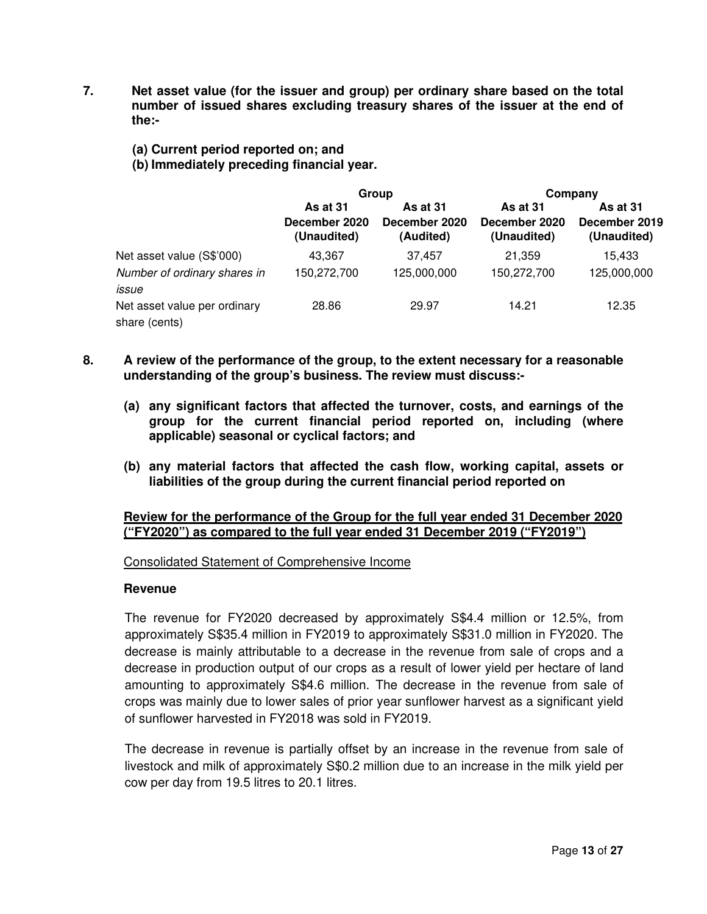**7. Net asset value (for the issuer and group) per ordinary share based on the total number of issued shares excluding treasury shares of the issuer at the end of the:-**

**(a) Current period reported on; and**
**(b) Immediately preceding financial year.**

| | Group | | Company | |
|---|---|---|---|---|
| | **As at 31 December 2020 (Unaudited)** | **As at 31 December 2020 (Audited)** | **As at 31 December 2020 (Unaudited)** | **As at 31 December 2019 (Unaudited)** |
| Net asset value (S$'000) | 43,367 | 37,457 | 21,359 | 15,433 |
| *Number of ordinary shares in issue* | 150,272,700 | 125,000,000 | 150,272,700 | 125,000,000 |
| Net asset value per ordinary share (cents) | 28.86 | 29.97 | 14.21 | 12.35 |

**8. A review of the performance of the group, to the extent necessary for a reasonable understanding of the group's business. The review must discuss:-**

**(a) any significant factors that affected the turnover, costs, and earnings of the group for the current financial period reported on, including (where applicable) seasonal or cyclical factors; and**

**(b) any material factors that affected the cash flow, working capital, assets or liabilities of the group during the current financial period reported on**

**Review for the performance of the Group for the full year ended 31 December 2020 ("FY2020") as compared to the full year ended 31 December 2019 ("FY2019")**

Consolidated Statement of Comprehensive Income

**Revenue**

The revenue for FY2020 decreased by approximately S$4.4 million or 12.5%, from approximately S$35.4 million in FY2019 to approximately S$31.0 million in FY2020. The decrease is mainly attributable to a decrease in the revenue from sale of crops and a decrease in production output of our crops as a result of lower yield per hectare of land amounting to approximately S$4.6 million. The decrease in the revenue from sale of crops was mainly due to lower sales of prior year sunflower harvest as a significant yield of sunflower harvested in FY2018 was sold in FY2019.

The decrease in revenue is partially offset by an increase in the revenue from sale of livestock and milk of approximately S$0.2 million due to an increase in the milk yield per cow per day from 19.5 litres to 20.1 litres.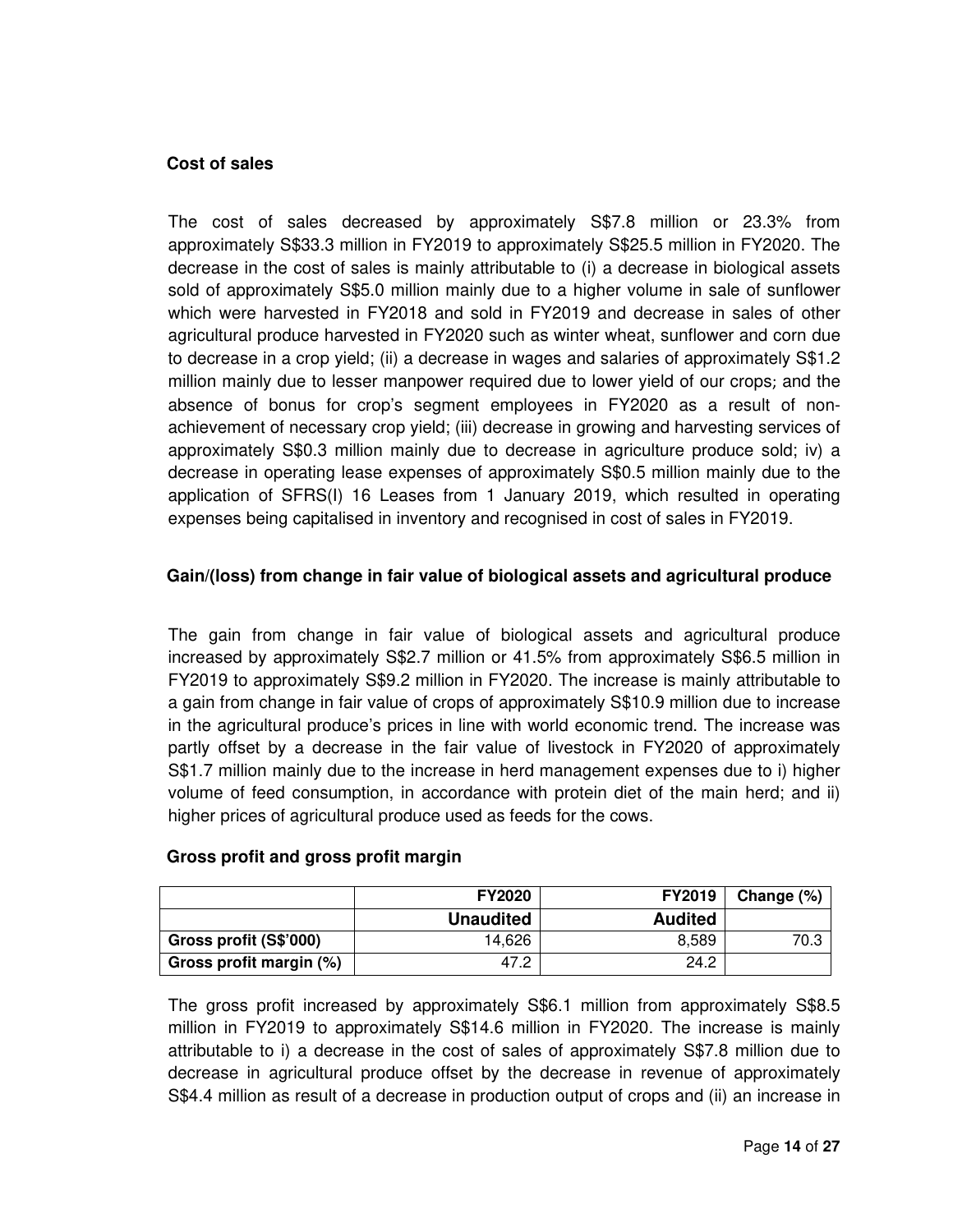**Cost of sales**

The cost of sales decreased by approximately S$7.8 million or 23.3% from approximately S$33.3 million in FY2019 to approximately S$25.5 million in FY2020. The decrease in the cost of sales is mainly attributable to (i) a decrease in biological assets sold of approximately S$5.0 million mainly due to a higher volume in sale of sunflower which were harvested in FY2018 and sold in FY2019 and decrease in sales of other agricultural produce harvested in FY2020 such as winter wheat, sunflower and corn due to decrease in a crop yield; (ii) a decrease in wages and salaries of approximately S$1.2 million mainly due to lesser manpower required due to lower yield of our crops; and the absence of bonus for crop's segment employees in FY2020 as a result of non-achievement of necessary crop yield; (iii) decrease in growing and harvesting services of approximately S$0.3 million mainly due to decrease in agriculture produce sold; iv) a decrease in operating lease expenses of approximately S$0.5 million mainly due to the application of SFRS(I) 16 Leases from 1 January 2019, which resulted in operating expenses being capitalised in inventory and recognised in cost of sales in FY2019.

**Gain/(loss) from change in fair value of biological assets and agricultural produce**

The gain from change in fair value of biological assets and agricultural produce increased by approximately S$2.7 million or 41.5% from approximately S$6.5 million in FY2019 to approximately S$9.2 million in FY2020. The increase is mainly attributable to a gain from change in fair value of crops of approximately S$10.9 million due to increase in the agricultural produce's prices in line with world economic trend. The increase was partly offset by a decrease in the fair value of livestock in FY2020 of approximately S$1.7 million mainly due to the increase in herd management expenses due to i) higher volume of feed consumption, in accordance with protein diet of the main herd; and ii) higher prices of agricultural produce used as feeds for the cows.

**Gross profit and gross profit margin**

| | FY2020 | FY2019 | Change (%) |
|---|---|---|---|
| | **Unaudited** | **Audited** | |
| **Gross profit (S$'000)** | 14,626 | 8,589 | 70.3 |
| **Gross profit margin (%)** | 47.2 | 24.2 | |

The gross profit increased by approximately S$6.1 million from approximately S$8.5 million in FY2019 to approximately S$14.6 million in FY2020. The increase is mainly attributable to i) a decrease in the cost of sales of approximately S$7.8 million due to decrease in agricultural produce offset by the decrease in revenue of approximately S$4.4 million as result of a decrease in production output of crops and (ii) an increase in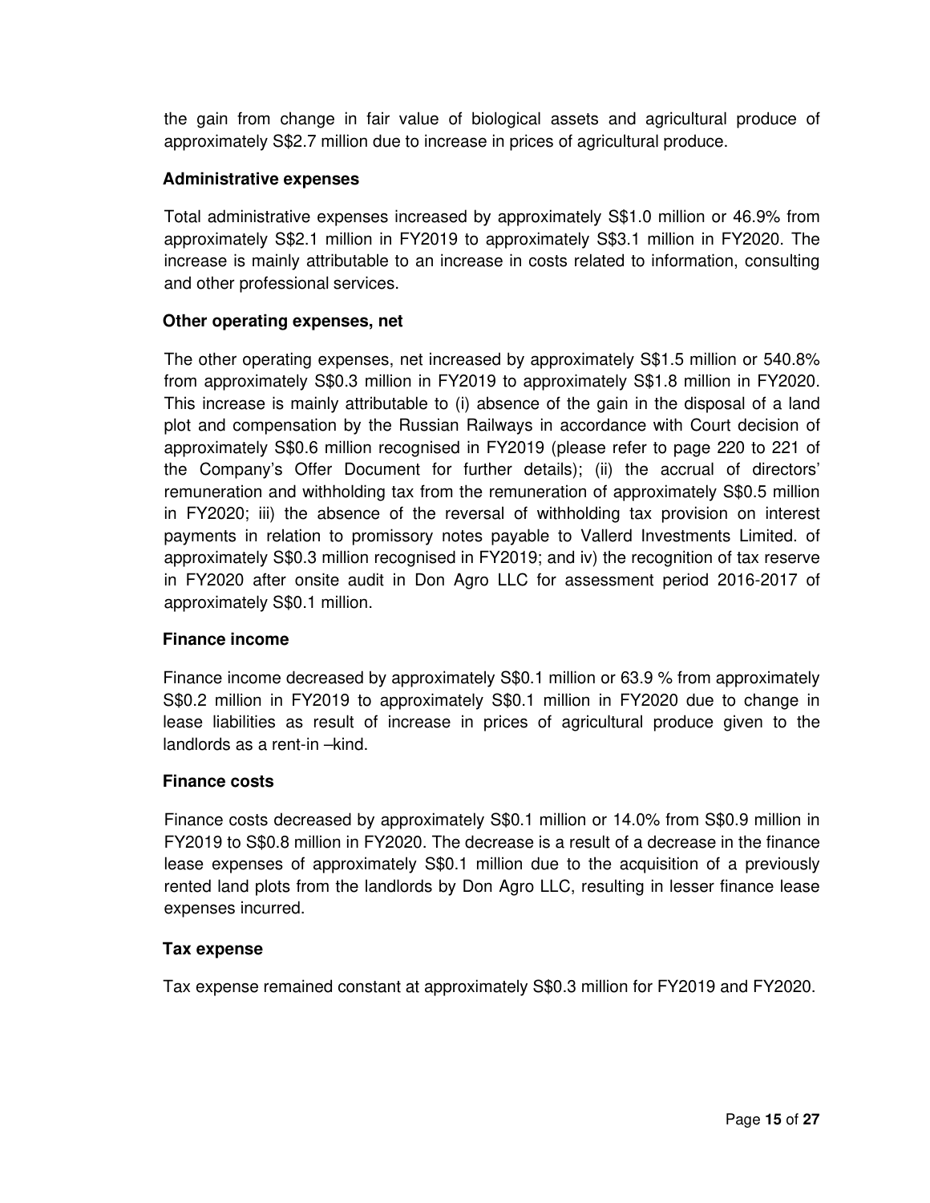the gain from change in fair value of biological assets and agricultural produce of approximately S$2.7 million due to increase in prices of agricultural produce.

**Administrative expenses**

Total administrative expenses increased by approximately S$1.0 million or 46.9% from approximately S$2.1 million in FY2019 to approximately S$3.1 million in FY2020. The increase is mainly attributable to an increase in costs related to information, consulting and other professional services.

**Other operating expenses, net**

The other operating expenses, net increased by approximately S$1.5 million or 540.8% from approximately S$0.3 million in FY2019 to approximately S$1.8 million in FY2020. This increase is mainly attributable to (i) absence of the gain in the disposal of a land plot and compensation by the Russian Railways in accordance with Court decision of approximately S$0.6 million recognised in FY2019 (please refer to page 220 to 221 of the Company's Offer Document for further details); (ii) the accrual of directors' remuneration and withholding tax from the remuneration of approximately S$0.5 million in FY2020; iii) the absence of the reversal of withholding tax provision on interest payments in relation to promissory notes payable to Vallerd Investments Limited. of approximately S$0.3 million recognised in FY2019; and iv) the recognition of tax reserve in FY2020 after onsite audit in Don Agro LLC for assessment period 2016-2017 of approximately S$0.1 million.

**Finance income**

Finance income decreased by approximately S$0.1 million or 63.9 % from approximately S$0.2 million in FY2019 to approximately S$0.1 million in FY2020 due to change in lease liabilities as result of increase in prices of agricultural produce given to the landlords as a rent-in –kind.

**Finance costs**

Finance costs decreased by approximately S$0.1 million or 14.0% from S$0.9 million in FY2019 to S$0.8 million in FY2020. The decrease is a result of a decrease in the finance lease expenses of approximately S$0.1 million due to the acquisition of a previously rented land plots from the landlords by Don Agro LLC, resulting in lesser finance lease expenses incurred.

**Tax expense**

Tax expense remained constant at approximately S$0.3 million for FY2019 and FY2020.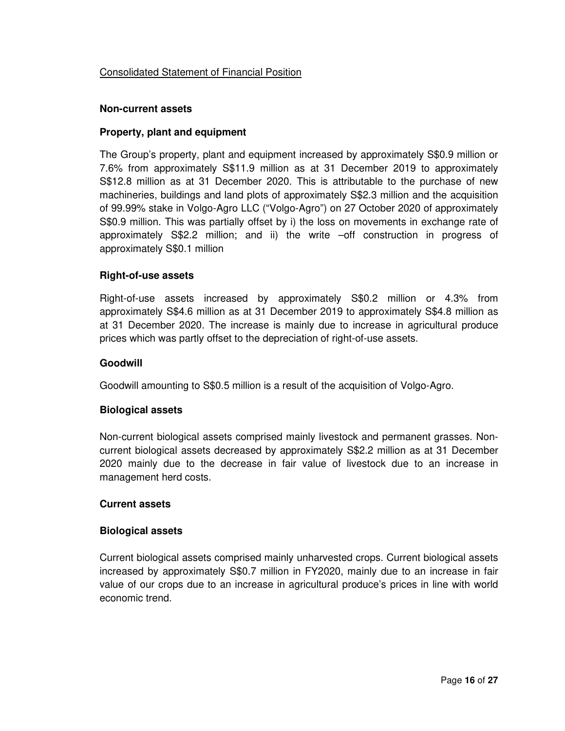Consolidated Statement of Financial Position

**Non-current assets**

**Property, plant and equipment**

The Group's property, plant and equipment increased by approximately S$0.9 million or 7.6% from approximately S$11.9 million as at 31 December 2019 to approximately S$12.8 million as at 31 December 2020. This is attributable to the purchase of new machineries, buildings and land plots of approximately S$2.3 million and the acquisition of 99.99% stake in Volgo-Agro LLC ("Volgo-Agro") on 27 October 2020 of approximately S$0.9 million. This was partially offset by i) the loss on movements in exchange rate of approximately S$2.2 million; and ii) the write –off construction in progress of approximately S$0.1 million

**Right-of-use assets**

Right-of-use assets increased by approximately S$0.2 million or 4.3% from approximately S$4.6 million as at 31 December 2019 to approximately S$4.8 million as at 31 December 2020. The increase is mainly due to increase in agricultural produce prices which was partly offset to the depreciation of right-of-use assets.

**Goodwill**

Goodwill amounting to S$0.5 million is a result of the acquisition of Volgo-Agro.

**Biological assets**

Non-current biological assets comprised mainly livestock and permanent grasses. Non-current biological assets decreased by approximately S$2.2 million as at 31 December 2020 mainly due to the decrease in fair value of livestock due to an increase in management herd costs.

**Current assets**

**Biological assets**

Current biological assets comprised mainly unharvested crops. Current biological assets increased by approximately S$0.7 million in FY2020, mainly due to an increase in fair value of our crops due to an increase in agricultural produce's prices in line with world economic trend.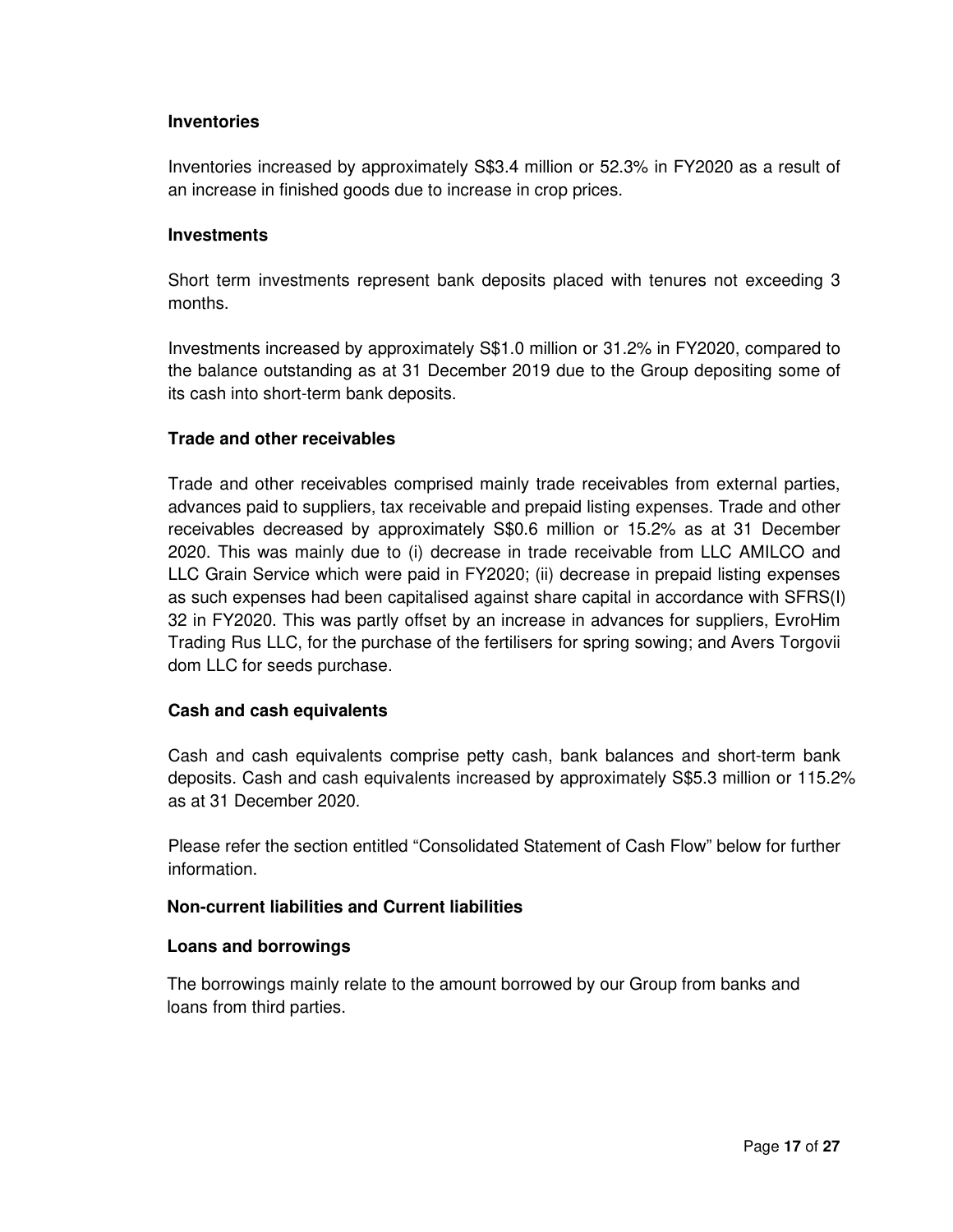**Inventories**

Inventories increased by approximately S$3.4 million or 52.3% in FY2020 as a result of an increase in finished goods due to increase in crop prices.

**Investments**

Short term investments represent bank deposits placed with tenures not exceeding 3 months.

Investments increased by approximately S$1.0 million or 31.2% in FY2020, compared to the balance outstanding as at 31 December 2019 due to the Group depositing some of its cash into short-term bank deposits.

**Trade and other receivables**

Trade and other receivables comprised mainly trade receivables from external parties, advances paid to suppliers, tax receivable and prepaid listing expenses. Trade and other receivables decreased by approximately S$0.6 million or 15.2% as at 31 December 2020. This was mainly due to (i) decrease in trade receivable from LLC AMILCO and LLC Grain Service which were paid in FY2020; (ii) decrease in prepaid listing expenses as such expenses had been capitalised against share capital in accordance with SFRS(I) 32 in FY2020. This was partly offset by an increase in advances for suppliers, EvroHim Trading Rus LLC, for the purchase of the fertilisers for spring sowing; and Avers Torgovii dom LLC for seeds purchase.

**Cash and cash equivalents**

Cash and cash equivalents comprise petty cash, bank balances and short-term bank deposits. Cash and cash equivalents increased by approximately S$5.3 million or 115.2% as at 31 December 2020.

Please refer the section entitled "Consolidated Statement of Cash Flow" below for further information.

**Non-current liabilities and Current liabilities**

**Loans and borrowings**

The borrowings mainly relate to the amount borrowed by our Group from banks and loans from third parties.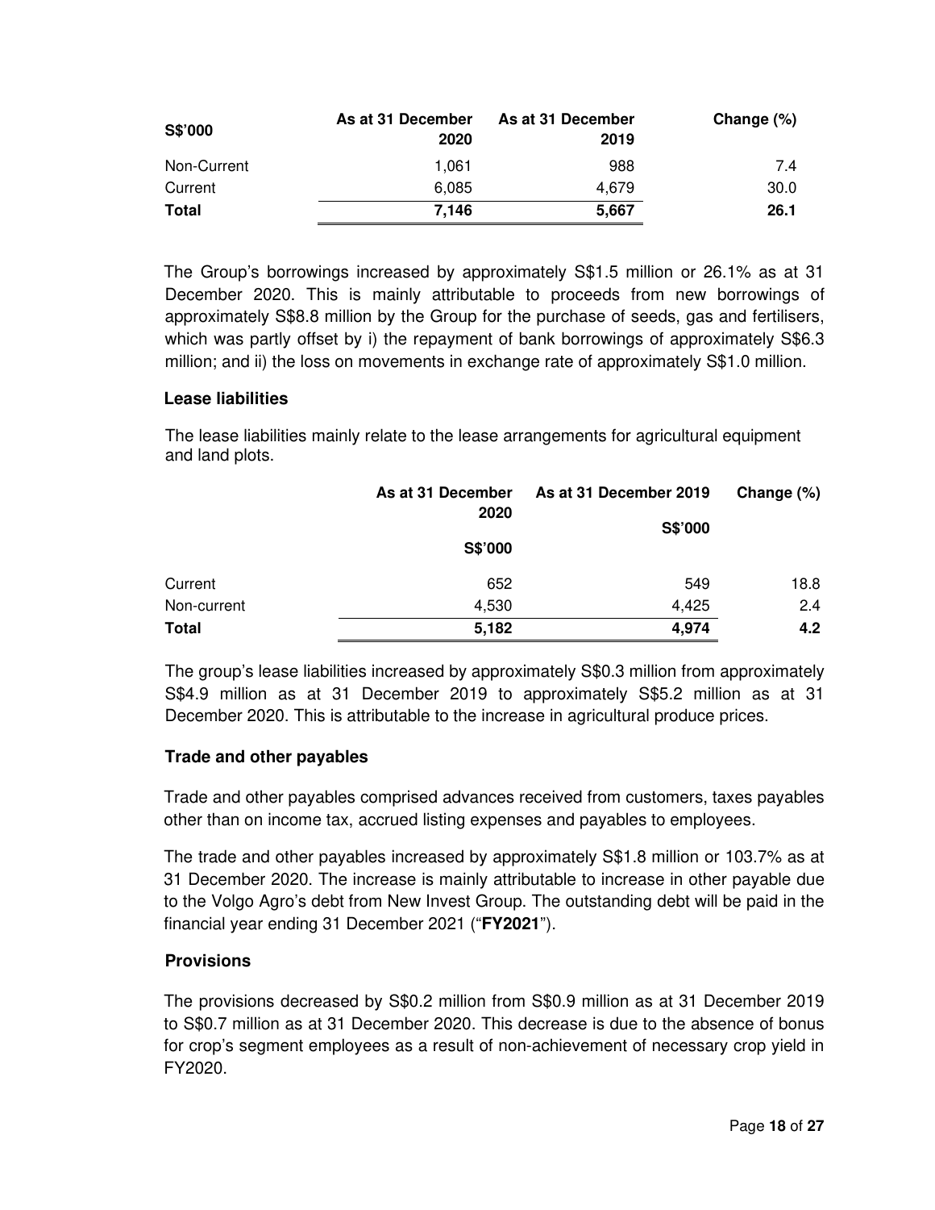| S$'000 | As at 31 December 2020 | As at 31 December 2019 | Change (%) |
|---|---|---|---|
| Non-Current | 1,061 | 988 | 7.4 |
| Current | 6,085 | 4,679 | 30.0 |
| **Total** | **7,146** | **5,667** | **26.1** |

The Group's borrowings increased by approximately S$1.5 million or 26.1% as at 31 December 2020. This is mainly attributable to proceeds from new borrowings of approximately S$8.8 million by the Group for the purchase of seeds, gas and fertilisers, which was partly offset by i) the repayment of bank borrowings of approximately S$6.3 million; and ii) the loss on movements in exchange rate of approximately S$1.0 million.

### Lease liabilities

The lease liabilities mainly relate to the lease arrangements for agricultural equipment and land plots.

| | As at 31 December 2020 S$'000 | As at 31 December 2019 S$'000 | Change (%) |
|---|---|---|---|
| Current | 652 | 549 | 18.8 |
| Non-current | 4,530 | 4,425 | 2.4 |
| **Total** | **5,182** | **4,974** | **4.2** |

The group's lease liabilities increased by approximately S$0.3 million from approximately S$4.9 million as at 31 December 2019 to approximately S$5.2 million as at 31 December 2020. This is attributable to the increase in agricultural produce prices.

### Trade and other payables

Trade and other payables comprised advances received from customers, taxes payables other than on income tax, accrued listing expenses and payables to employees.

The trade and other payables increased by approximately S$1.8 million or 103.7% as at 31 December 2020. The increase is mainly attributable to increase in other payable due to the Volgo Agro's debt from New Invest Group. The outstanding debt will be paid in the financial year ending 31 December 2021 ("**FY2021**").

### Provisions

The provisions decreased by S$0.2 million from S$0.9 million as at 31 December 2019 to S$0.7 million as at 31 December 2020. This decrease is due to the absence of bonus for crop's segment employees as a result of non-achievement of necessary crop yield in FY2020.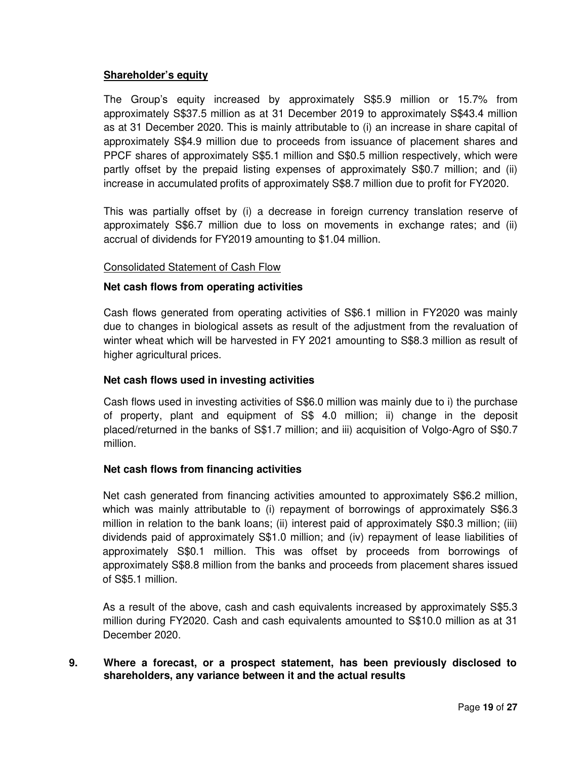**<u>Shareholder's equity</u>**

The Group's equity increased by approximately S$5.9 million or 15.7% from approximately S$37.5 million as at 31 December 2019 to approximately S$43.4 million as at 31 December 2020. This is mainly attributable to (i) an increase in share capital of approximately S$4.9 million due to proceeds from issuance of placement shares and PPCF shares of approximately S$5.1 million and S$0.5 million respectively, which were partly offset by the prepaid listing expenses of approximately S$0.7 million; and (ii) increase in accumulated profits of approximately S$8.7 million due to profit for FY2020.

This was partially offset by (i) a decrease in foreign currency translation reserve of approximately S$6.7 million due to loss on movements in exchange rates; and (ii) accrual of dividends for FY2019 amounting to $1.04 million.

<u>Consolidated Statement of Cash Flow</u>

**Net cash flows from operating activities**

Cash flows generated from operating activities of S$6.1 million in FY2020 was mainly due to changes in biological assets as result of the adjustment from the revaluation of winter wheat which will be harvested in FY 2021 amounting to S$8.3 million as result of higher agricultural prices.

**Net cash flows used in investing activities**

Cash flows used in investing activities of S$6.0 million was mainly due to i) the purchase of property, plant and equipment of S$ 4.0 million; ii) change in the deposit placed/returned in the banks of S$1.7 million; and iii) acquisition of Volgo-Agro of S$0.7 million.

**Net cash flows from financing activities**

Net cash generated from financing activities amounted to approximately S$6.2 million, which was mainly attributable to (i) repayment of borrowings of approximately S$6.3 million in relation to the bank loans; (ii) interest paid of approximately S$0.3 million; (iii) dividends paid of approximately S$1.0 million; and (iv) repayment of lease liabilities of approximately S$0.1 million. This was offset by proceeds from borrowings of approximately S$8.8 million from the banks and proceeds from placement shares issued of S$5.1 million.

As a result of the above, cash and cash equivalents increased by approximately S$5.3 million during FY2020. Cash and cash equivalents amounted to S$10.0 million as at 31 December 2020.

**9. Where a forecast, or a prospect statement, has been previously disclosed to shareholders, any variance between it and the actual results**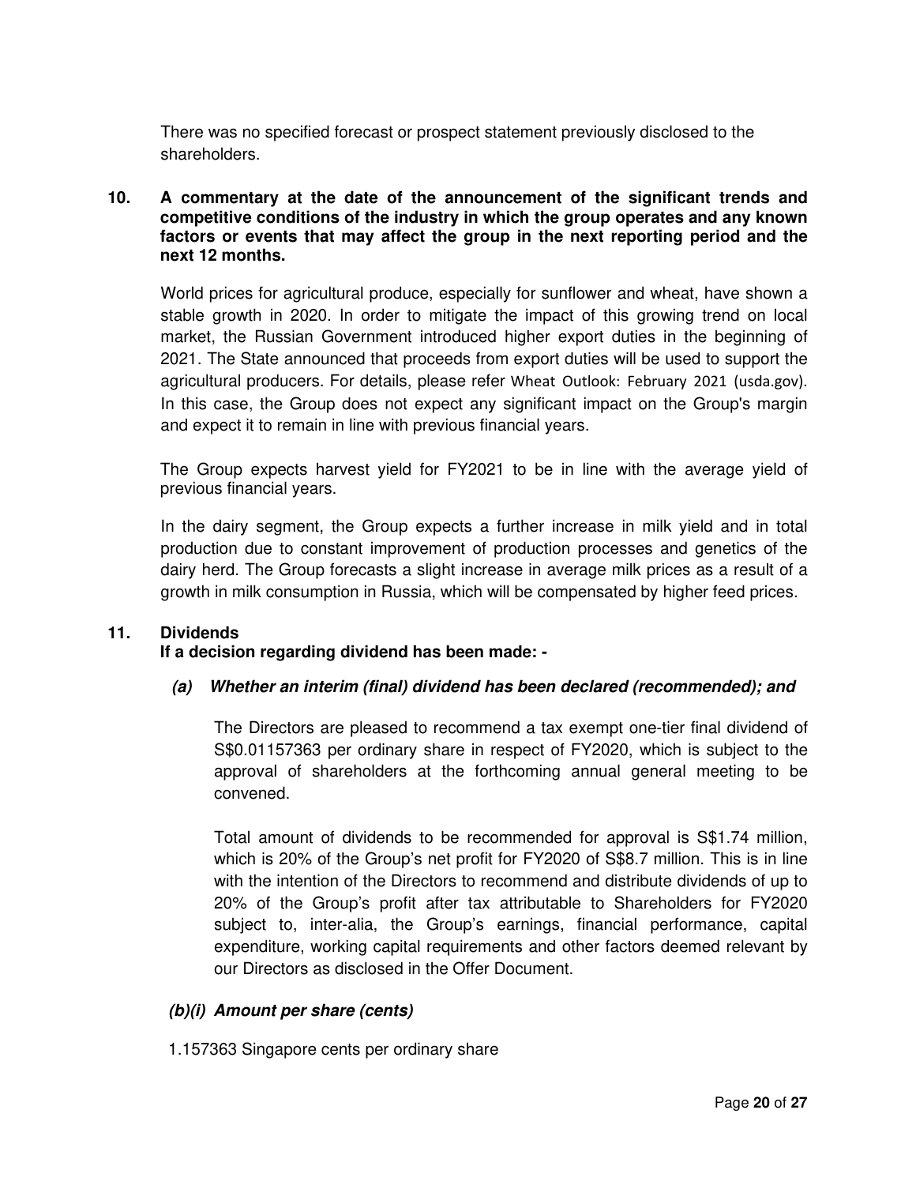There was no specified forecast or prospect statement previously disclosed to the shareholders.

**10. A commentary at the date of the announcement of the significant trends and competitive conditions of the industry in which the group operates and any known factors or events that may affect the group in the next reporting period and the next 12 months.**

World prices for agricultural produce, especially for sunflower and wheat, have shown a stable growth in 2020. In order to mitigate the impact of this growing trend on local market, the Russian Government introduced higher export duties in the beginning of 2021. The State announced that proceeds from export duties will be used to support the agricultural producers. For details, please refer Wheat Outlook: February 2021 (usda.gov). In this case, the Group does not expect any significant impact on the Group's margin and expect it to remain in line with previous financial years.

The Group expects harvest yield for FY2021 to be in line with the average yield of previous financial years.

In the dairy segment, the Group expects a further increase in milk yield and in total production due to constant improvement of production processes and genetics of the dairy herd. The Group forecasts a slight increase in average milk prices as a result of a growth in milk consumption in Russia, which will be compensated by higher feed prices.

**11. Dividends**

**If a decision regarding dividend has been made: -**

***(a) Whether an interim (final) dividend has been declared (recommended); and***

The Directors are pleased to recommend a tax exempt one-tier final dividend of S$0.01157363 per ordinary share in respect of FY2020, which is subject to the approval of shareholders at the forthcoming annual general meeting to be convened.

Total amount of dividends to be recommended for approval is S$1.74 million, which is 20% of the Group's net profit for FY2020 of S$8.7 million. This is in line with the intention of the Directors to recommend and distribute dividends of up to 20% of the Group's profit after tax attributable to Shareholders for FY2020 subject to, inter-alia, the Group's earnings, financial performance, capital expenditure, working capital requirements and other factors deemed relevant by our Directors as disclosed in the Offer Document.

***(b)(i) Amount per share (cents)***

1.157363 Singapore cents per ordinary share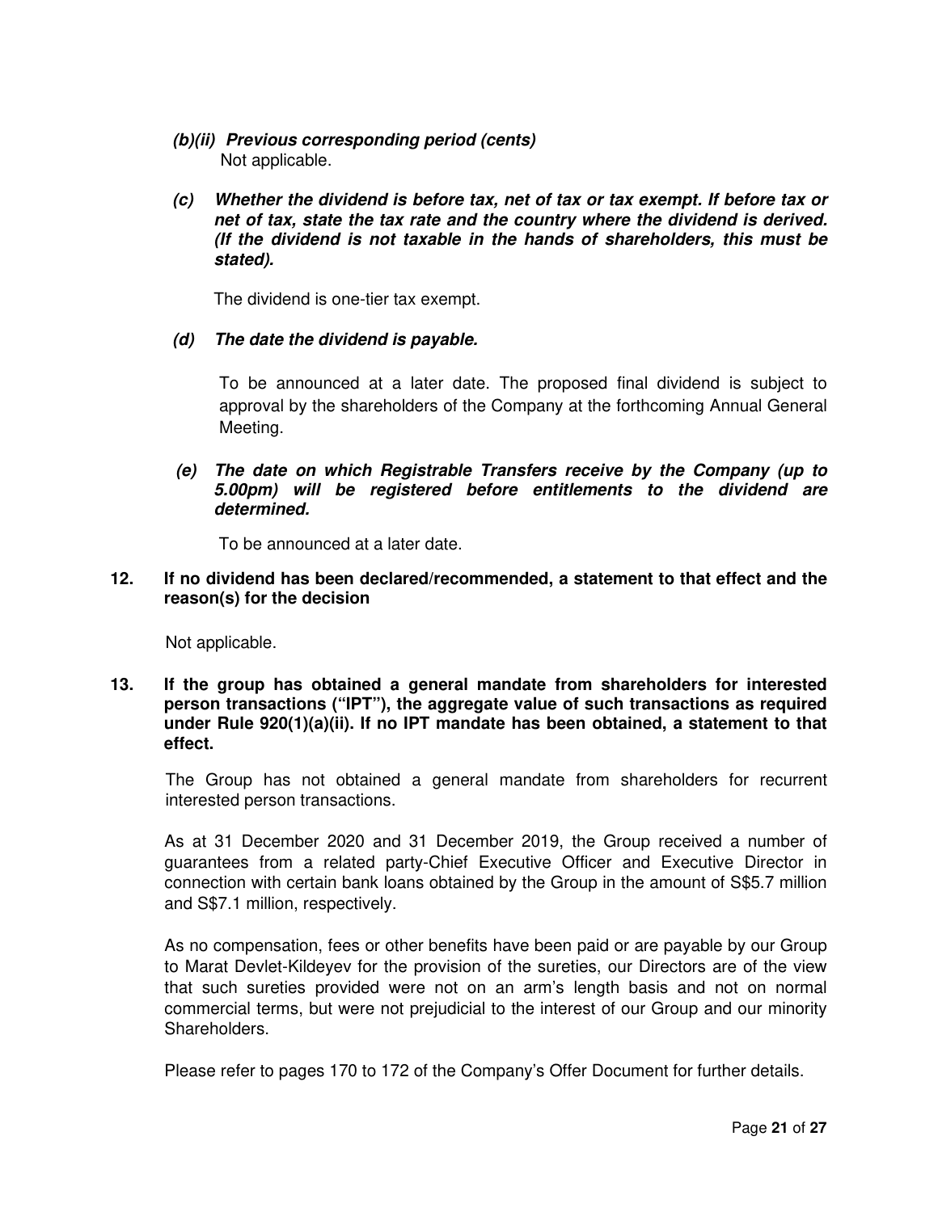***(b)(ii) Previous corresponding period (cents)***

Not applicable.

***(c) Whether the dividend is before tax, net of tax or tax exempt. If before tax or net of tax, state the tax rate and the country where the dividend is derived. (If the dividend is not taxable in the hands of shareholders, this must be stated).***

The dividend is one-tier tax exempt.

***(d) The date the dividend is payable.***

To be announced at a later date. The proposed final dividend is subject to approval by the shareholders of the Company at the forthcoming Annual General Meeting.

***(e) The date on which Registrable Transfers receive by the Company (up to 5.00pm) will be registered before entitlements to the dividend are determined.***

To be announced at a later date.

**12. If no dividend has been declared/recommended, a statement to that effect and the reason(s) for the decision**

Not applicable.

**13. If the group has obtained a general mandate from shareholders for interested person transactions ("IPT"), the aggregate value of such transactions as required under Rule 920(1)(a)(ii). If no IPT mandate has been obtained, a statement to that effect.**

The Group has not obtained a general mandate from shareholders for recurrent interested person transactions.

As at 31 December 2020 and 31 December 2019, the Group received a number of guarantees from a related party-Chief Executive Officer and Executive Director in connection with certain bank loans obtained by the Group in the amount of S$5.7 million and S$7.1 million, respectively.

As no compensation, fees or other benefits have been paid or are payable by our Group to Marat Devlet-Kildeyev for the provision of the sureties, our Directors are of the view that such sureties provided were not on an arm's length basis and not on normal commercial terms, but were not prejudicial to the interest of our Group and our minority Shareholders.

Please refer to pages 170 to 172 of the Company's Offer Document for further details.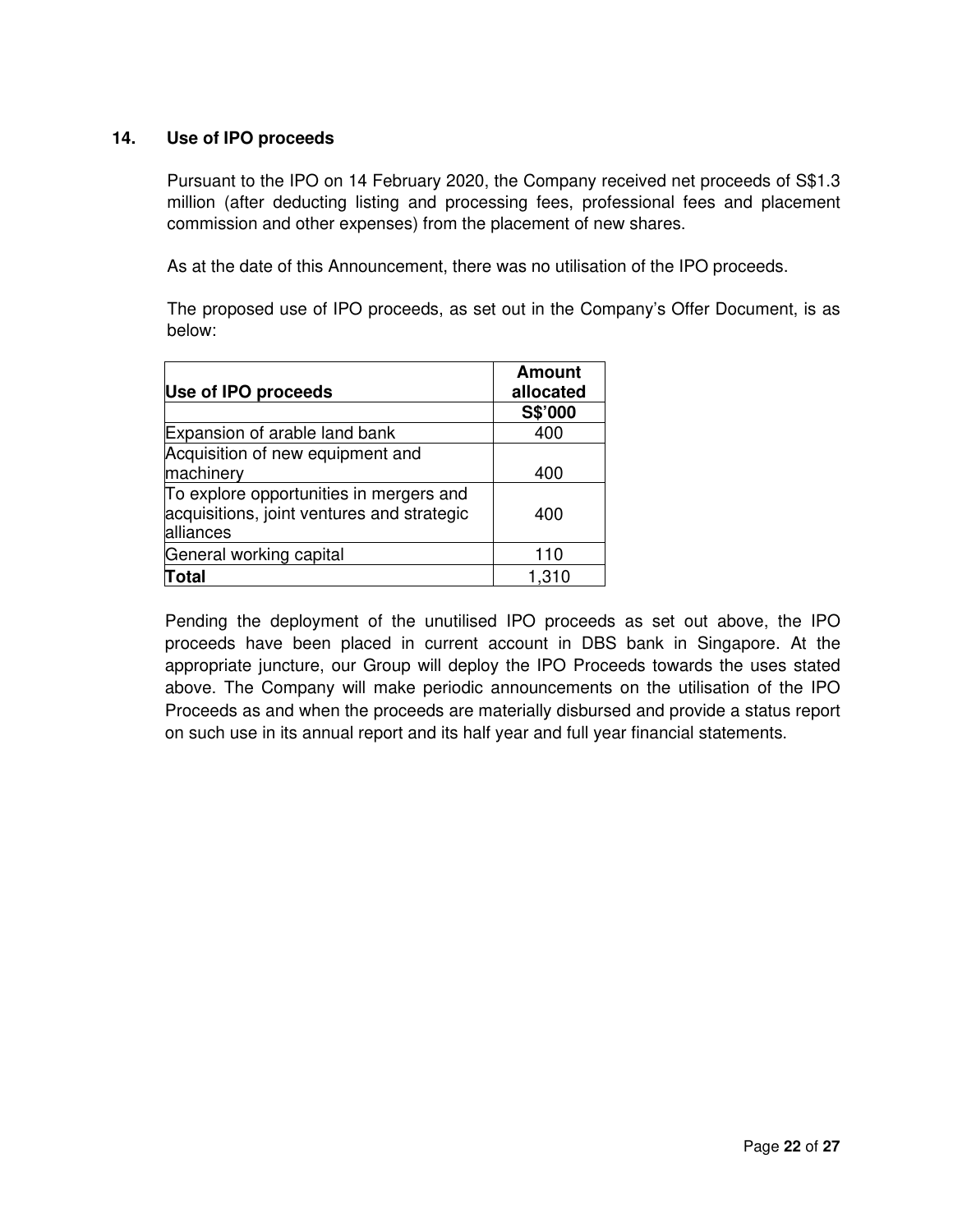## 14. Use of IPO proceeds

Pursuant to the IPO on 14 February 2020, the Company received net proceeds of S$1.3 million (after deducting listing and processing fees, professional fees and placement commission and other expenses) from the placement of new shares.

As at the date of this Announcement, there was no utilisation of the IPO proceeds.

The proposed use of IPO proceeds, as set out in the Company's Offer Document, is as below:

| Use of IPO proceeds | Amount allocated |
|---|---|
| | **S$'000** |
| Expansion of arable land bank | 400 |
| Acquisition of new equipment and machinery | 400 |
| To explore opportunities in mergers and acquisitions, joint ventures and strategic alliances | 400 |
| General working capital | 110 |
| **Total** | 1,310 |

Pending the deployment of the unutilised IPO proceeds as set out above, the IPO proceeds have been placed in current account in DBS bank in Singapore. At the appropriate juncture, our Group will deploy the IPO Proceeds towards the uses stated above. The Company will make periodic announcements on the utilisation of the IPO Proceeds as and when the proceeds are materially disbursed and provide a status report on such use in its annual report and its half year and full year financial statements.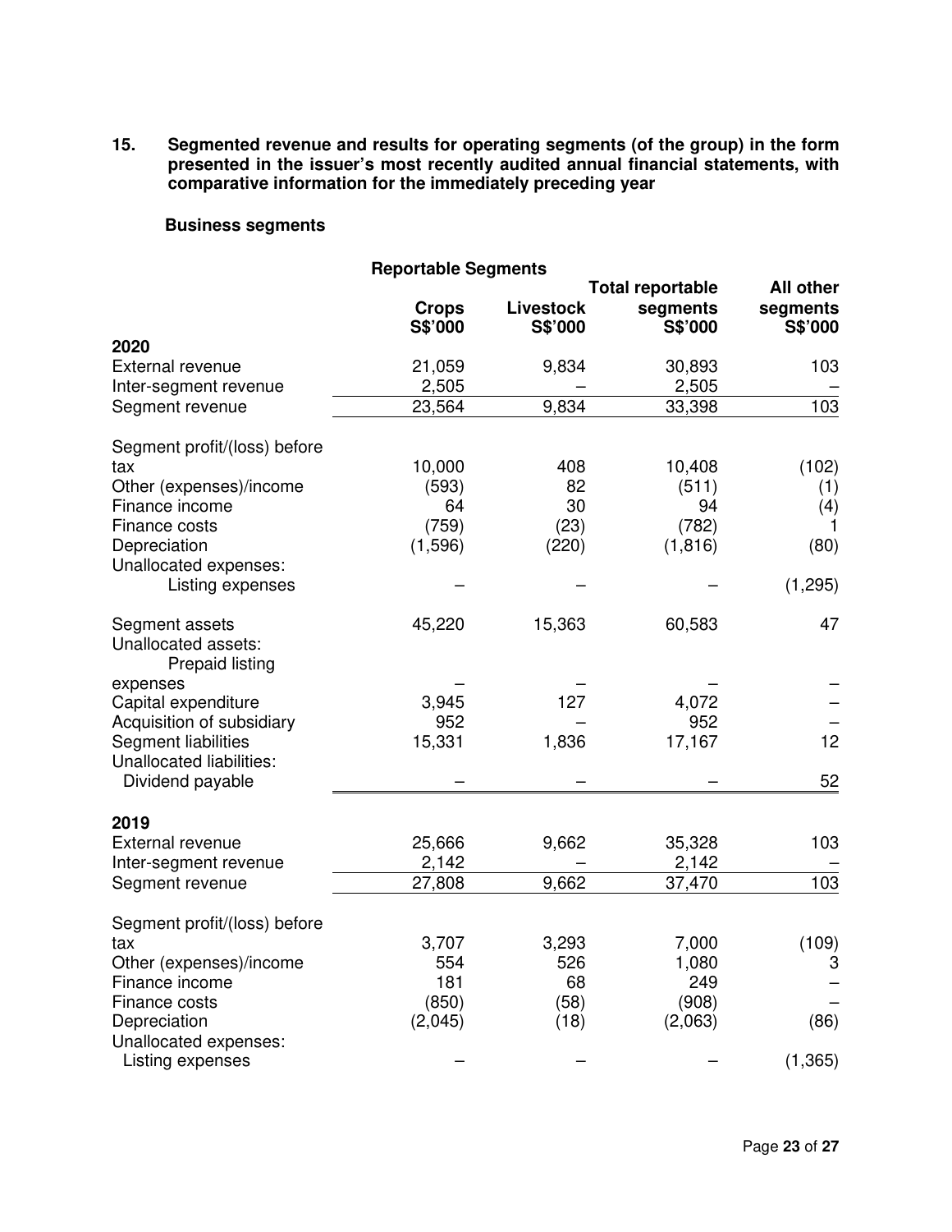**15. Segmented revenue and results for operating segments (of the group) in the form presented in the issuer's most recently audited annual financial statements, with comparative information for the immediately preceding year**

**Business segments**

| | Reportable Segments | | | |
|---|---|---|---|---|
| | **Crops S$'000** | **Livestock S$'000** | **Total reportable segments S$'000** | **All other segments S$'000** |
| **2020** | | | | |
| External revenue | 21,059 | 9,834 | 30,893 | 103 |
| Inter-segment revenue | 2,505 | – | 2,505 | – |
| Segment revenue | 23,564 | 9,834 | 33,398 | 103 |
| | | | | |
| Segment profit/(loss) before tax | 10,000 | 408 | 10,408 | (102) |
| Other (expenses)/income | (593) | 82 | (511) | (1) |
| Finance income | 64 | 30 | 94 | (4) |
| Finance costs | (759) | (23) | (782) | 1 |
| Depreciation | (1,596) | (220) | (1,816) | (80) |
| Unallocated expenses: | | | | |
| Listing expenses | – | – | – | (1,295) |
| | | | | |
| Segment assets | 45,220 | 15,363 | 60,583 | 47 |
| Unallocated assets: | | | | |
| Prepaid listing expenses | – | – | – | – |
| Capital expenditure | 3,945 | 127 | 4,072 | – |
| Acquisition of subsidiary | 952 | – | 952 | – |
| Segment liabilities | 15,331 | 1,836 | 17,167 | 12 |
| Unallocated liabilities: | | | | |
| Dividend payable | – | – | – | 52 |
| | | | | |
| **2019** | | | | |
| External revenue | 25,666 | 9,662 | 35,328 | 103 |
| Inter-segment revenue | 2,142 | – | 2,142 | – |
| Segment revenue | 27,808 | 9,662 | 37,470 | 103 |
| | | | | |
| Segment profit/(loss) before tax | 3,707 | 3,293 | 7,000 | (109) |
| Other (expenses)/income | 554 | 526 | 1,080 | 3 |
| Finance income | 181 | 68 | 249 | – |
| Finance costs | (850) | (58) | (908) | – |
| Depreciation | (2,045) | (18) | (2,063) | (86) |
| Unallocated expenses: | | | | |
| Listing expenses | – | – | – | (1,365) |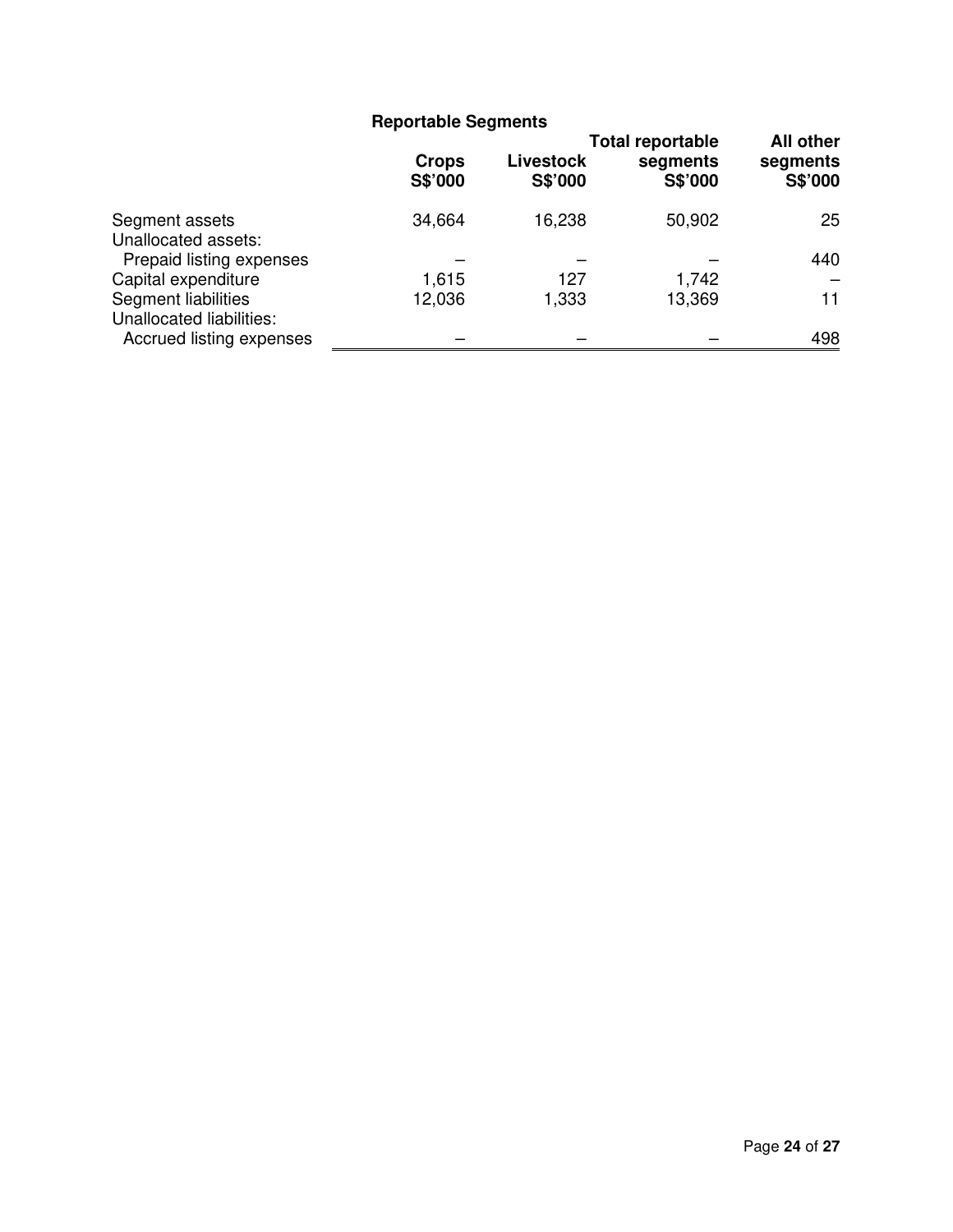| | Reportable Segments | | | |
|---|---|---|---|---|
| | **Crops S$'000** | **Livestock S$'000** | **Total reportable segments S$'000** | **All other segments S$'000** |
| Segment assets | 34,664 | 16,238 | 50,902 | 25 |
| Unallocated assets: | | | | |
| Prepaid listing expenses | – | – | – | 440 |
| Capital expenditure | 1,615 | 127 | 1,742 | – |
| Segment liabilities | 12,036 | 1,333 | 13,369 | 11 |
| Unallocated liabilities: | | | | |
| Accrued listing expenses | – | – | – | 498 |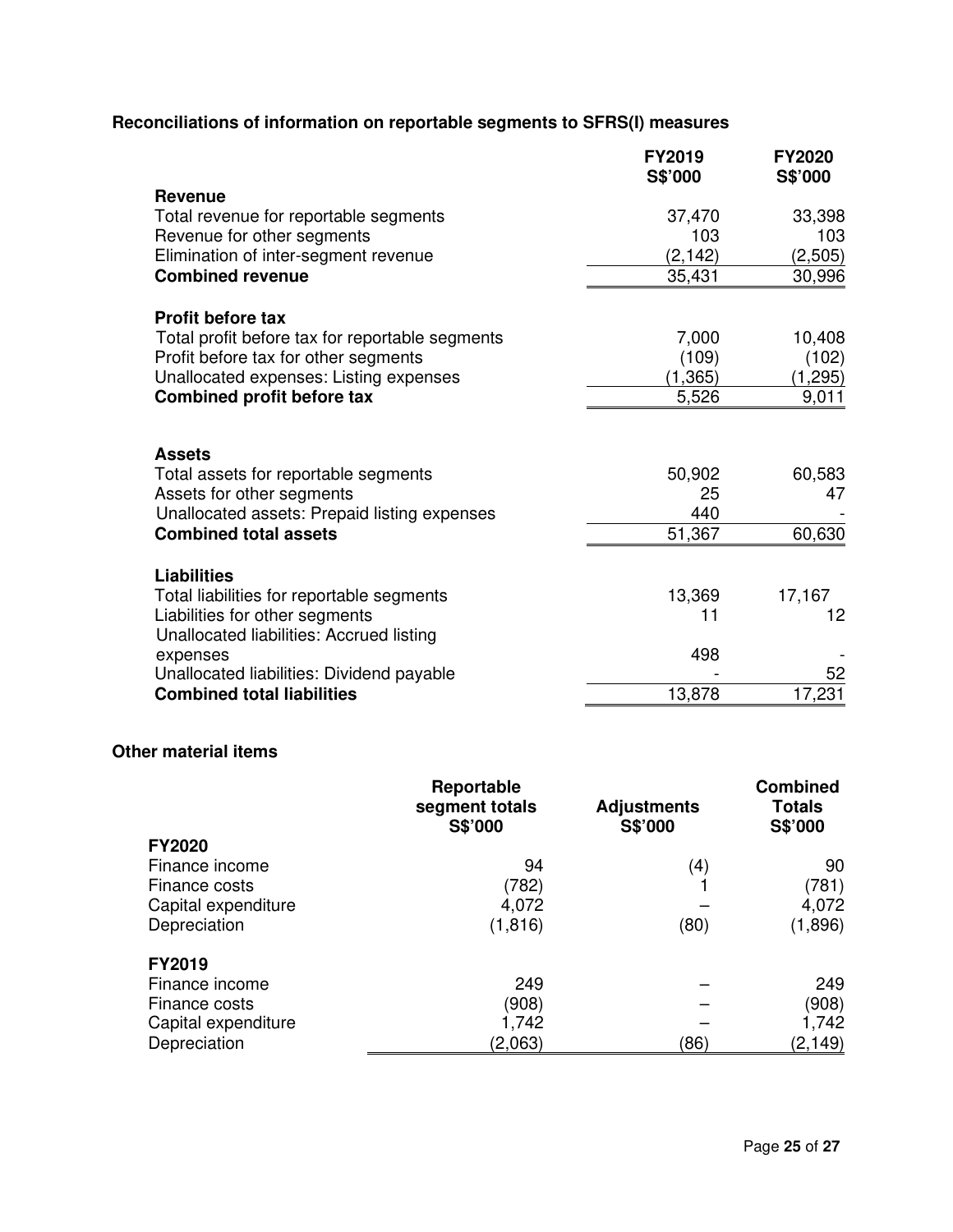### Reconciliations of information on reportable segments to SFRS(I) measures

| | FY2019 S$'000 | FY2020 S$'000 |
|---|---|---|
| **Revenue** | | |
| Total revenue for reportable segments | 37,470 | 33,398 |
| Revenue for other segments | 103 | 103 |
| Elimination of inter-segment revenue | (2,142) | (2,505) |
| **Combined revenue** | 35,431 | 30,996 |
| | | |
| **Profit before tax** | | |
| Total profit before tax for reportable segments | 7,000 | 10,408 |
| Profit before tax for other segments | (109) | (102) |
| Unallocated expenses: Listing expenses | (1,365) | (1,295) |
| **Combined profit before tax** | 5,526 | 9,011 |
| | | |
| **Assets** | | |
| Total assets for reportable segments | 50,902 | 60,583 |
| Assets for other segments | 25 | 47 |
| Unallocated assets: Prepaid listing expenses | 440 | - |
| **Combined total assets** | 51,367 | 60,630 |
| | | |
| **Liabilities** | | |
| Total liabilities for reportable segments | 13,369 | 17,167 |
| Liabilities for other segments | 11 | 12 |
| Unallocated liabilities: Accrued listing expenses | 498 | - |
| Unallocated liabilities: Dividend payable | - | 52 |
| **Combined total liabilities** | 13,878 | 17,231 |

### Other material items

| | Reportable segment totals S$'000 | Adjustments S$'000 | Combined Totals S$'000 |
|---|---|---|---|
| **FY2020** | | | |
| Finance income | 94 | (4) | 90 |
| Finance costs | (782) | 1 | (781) |
| Capital expenditure | 4,072 | – | 4,072 |
| Depreciation | (1,816) | (80) | (1,896) |
| | | | |
| **FY2019** | | | |
| Finance income | 249 | – | 249 |
| Finance costs | (908) | – | (908) |
| Capital expenditure | 1,742 | – | 1,742 |
| Depreciation | (2,063) | (86) | (2,149) |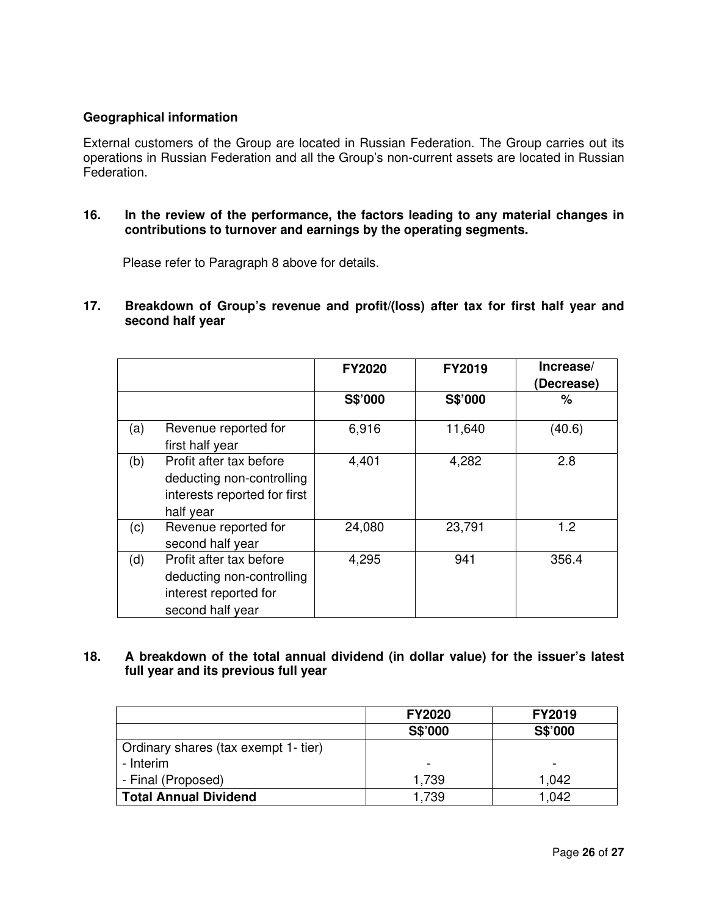**Geographical information**

External customers of the Group are located in Russian Federation. The Group carries out its operations in Russian Federation and all the Group's non-current assets are located in Russian Federation.

**16. In the review of the performance, the factors leading to any material changes in contributions to turnover and earnings by the operating segments.**

Please refer to Paragraph 8 above for details.

**17. Breakdown of Group's revenue and profit/(loss) after tax for first half year and second half year**

| | | FY2020 | FY2019 | Increase/ (Decrease) |
|---|---|---|---|---|
| | | S$'000 | S$'000 | % |
| (a) | Revenue reported for first half year | 6,916 | 11,640 | (40.6) |
| (b) | Profit after tax before deducting non-controlling interests reported for first half year | 4,401 | 4,282 | 2.8 |
| (c) | Revenue reported for second half year | 24,080 | 23,791 | 1.2 |
| (d) | Profit after tax before deducting non-controlling interest reported for second half year | 4,295 | 941 | 356.4 |

**18. A breakdown of the total annual dividend (in dollar value) for the issuer's latest full year and its previous full year**

| | FY2020 | FY2019 |
|---|---|---|
| | S$'000 | S$'000 |
| Ordinary shares (tax exempt 1- tier) | | |
| - Interim | - | - |
| - Final (Proposed) | 1,739 | 1,042 |
| **Total Annual Dividend** | 1,739 | 1,042 |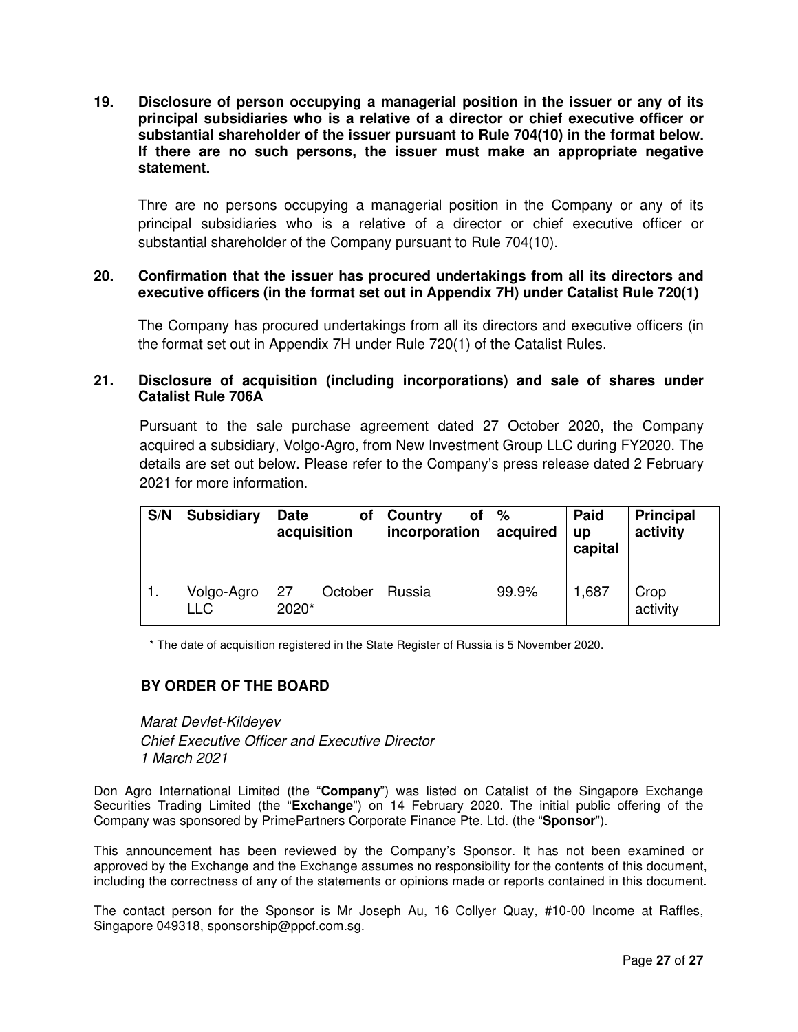**19. Disclosure of person occupying a managerial position in the issuer or any of its principal subsidiaries who is a relative of a director or chief executive officer or substantial shareholder of the issuer pursuant to Rule 704(10) in the format below. If there are no such persons, the issuer must make an appropriate negative statement.**

Thre are no persons occupying a managerial position in the Company or any of its principal subsidiaries who is a relative of a director or chief executive officer or substantial shareholder of the Company pursuant to Rule 704(10).

**20. Confirmation that the issuer has procured undertakings from all its directors and executive officers (in the format set out in Appendix 7H) under Catalist Rule 720(1)**

The Company has procured undertakings from all its directors and executive officers (in the format set out in Appendix 7H under Rule 720(1) of the Catalist Rules.

**21. Disclosure of acquisition (including incorporations) and sale of shares under Catalist Rule 706A**

Pursuant to the sale purchase agreement dated 27 October 2020, the Company acquired a subsidiary, Volgo-Agro, from New Investment Group LLC during FY2020. The details are set out below. Please refer to the Company's press release dated 2 February 2021 for more information.

| S/N | Subsidiary | Date of acquisition | Country of incorporation | % acquired | Paid up capital | Principal activity |
|---|---|---|---|---|---|---|
| 1. | Volgo-Agro LLC | 27 October 2020* | Russia | 99.9% | 1,687 | Crop activity |

\* The date of acquisition registered in the State Register of Russia is 5 November 2020.

**BY ORDER OF THE BOARD**

*Marat Devlet-Kildeyev*
*Chief Executive Officer and Executive Director*
*1 March 2021*

Don Agro International Limited (the "**Company**") was listed on Catalist of the Singapore Exchange Securities Trading Limited (the "**Exchange**") on 14 February 2020. The initial public offering of the Company was sponsored by PrimePartners Corporate Finance Pte. Ltd. (the "**Sponsor**").

This announcement has been reviewed by the Company's Sponsor. It has not been examined or approved by the Exchange and the Exchange assumes no responsibility for the contents of this document, including the correctness of any of the statements or opinions made or reports contained in this document.

The contact person for the Sponsor is Mr Joseph Au, 16 Collyer Quay, #10-00 Income at Raffles, Singapore 049318, sponsorship@ppcf.com.sg.